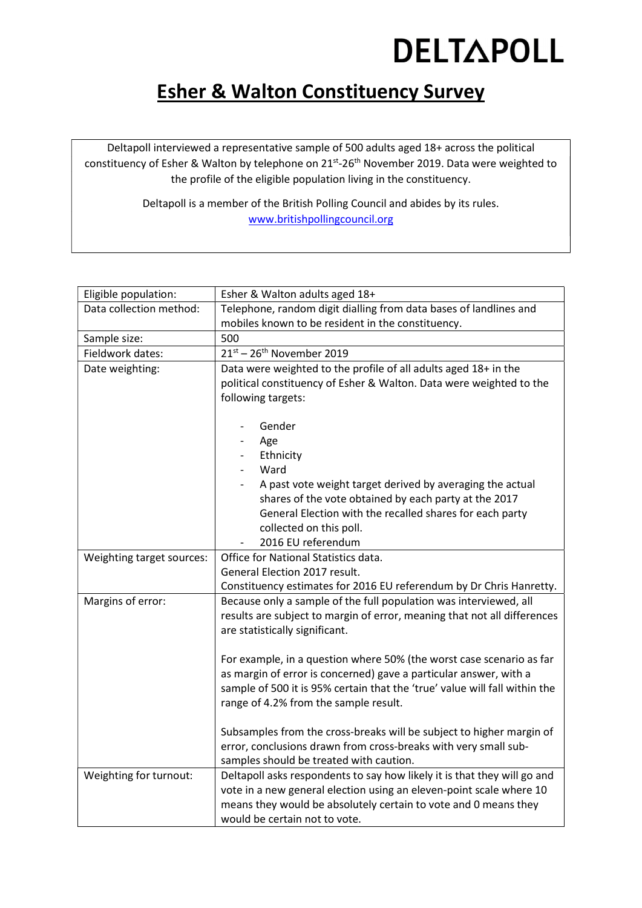DELTAPOLL

# Esher & Walton Constituency Survey

Deltapoll interviewed a representative sample of 500 adults aged 18+ across the political constituency of Esher & Walton by telephone on 21st-26th November 2019. Data were weighted to the profile of the eligible population living in the constituency.

Deltapoll is a member of the British Polling Council and abides by its rules.
www.britishpollingcouncil.org

| | |
|---|---|
| Eligible population: | Esher & Walton adults aged 18+ |
| Data collection method: | Telephone, random digit dialling from data bases of landlines and mobiles known to be resident in the constituency. |
| Sample size: | 500 |
| Fieldwork dates: | 21st – 26th November 2019 |
| Date weighting: | Data were weighted to the profile of all adults aged 18+ in the political constituency of Esher & Walton. Data were weighted to the following targets:<br><br>- Gender<br>- Age<br>- Ethnicity<br>- Ward<br>- A past vote weight target derived by averaging the actual shares of the vote obtained by each party at the 2017 General Election with the recalled shares for each party collected on this poll.<br>- 2016 EU referendum |
| Weighting target sources: | Office for National Statistics data.<br>General Election 2017 result.<br>Constituency estimates for 2016 EU referendum by Dr Chris Hanretty. |
| Margins of error: | Because only a sample of the full population was interviewed, all results are subject to margin of error, meaning that not all differences are statistically significant.<br><br>For example, in a question where 50% (the worst case scenario as far as margin of error is concerned) gave a particular answer, with a sample of 500 it is 95% certain that the 'true' value will fall within the range of 4.2% from the sample result.<br><br>Subsamples from the cross-breaks will be subject to higher margin of error, conclusions drawn from cross-breaks with very small sub-samples should be treated with caution. |
| Weighting for turnout: | Deltapoll asks respondents to say how likely it is that they will go and vote in a new general election using an eleven-point scale where 10 means they would be absolutely certain to vote and 0 means they would be certain not to vote. |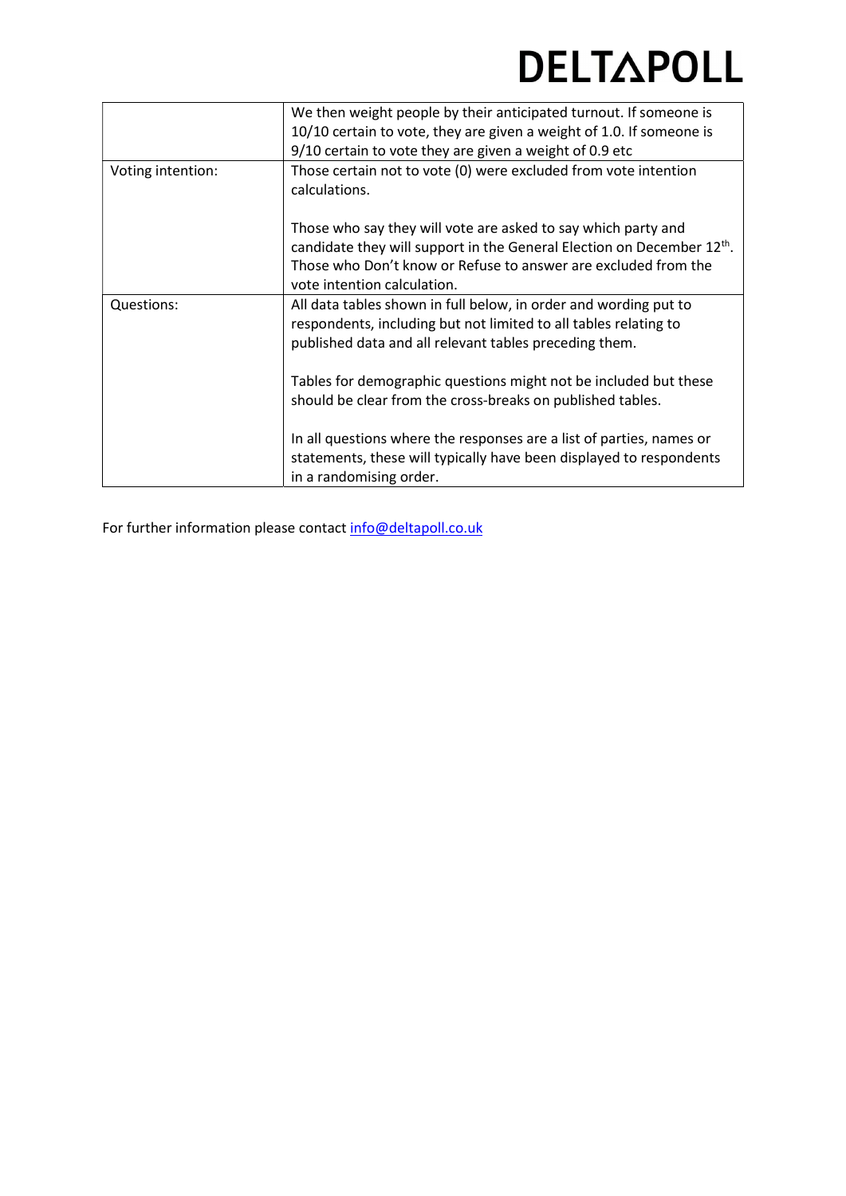| | |
|---|---|
| | We then weight people by their anticipated turnout. If someone is 10/10 certain to vote, they are given a weight of 1.0. If someone is 9/10 certain to vote they are given a weight of 0.9 etc |
| Voting intention: | Those certain not to vote (0) were excluded from vote intention calculations.<br><br>Those who say they will vote are asked to say which party and candidate they will support in the General Election on December 12th. Those who Don't know or Refuse to answer are excluded from the vote intention calculation. |
| Questions: | All data tables shown in full below, in order and wording put to respondents, including but not limited to all tables relating to published data and all relevant tables preceding them.<br><br>Tables for demographic questions might not be included but these should be clear from the cross-breaks on published tables.<br><br>In all questions where the responses are a list of parties, names or statements, these will typically have been displayed to respondents in a randomising order. |

For further information please contact info@deltapoll.co.uk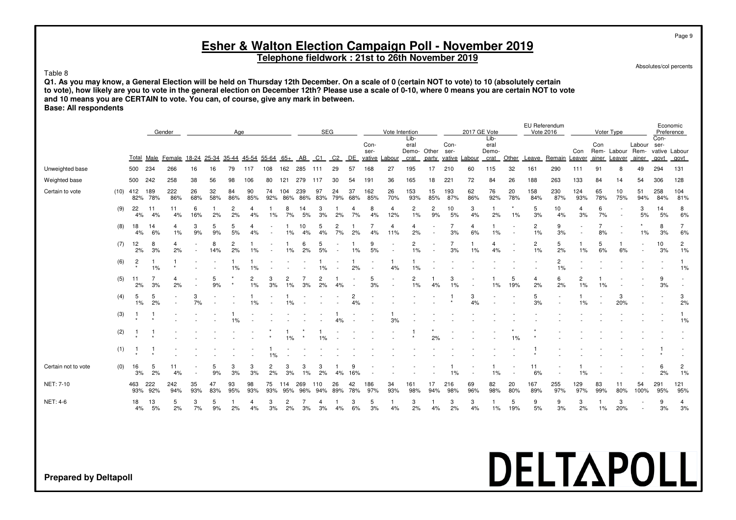# Esher & Walton Election Campaign Poll - November 2019

**Telephone fieldwork : 21st to 26th November 2019**

Absolutes/col percents

Table 8

**Q1. As you may know, a General Election will be held on Thursday 12th December. On a scale of 0 (certain NOT to vote) to 10 (absolutely certain to vote), how likely are you to vote in the general election on December 12th? Please use a scale of 0-10, where 0 means you are certain NOT to vote and 10 means you are CERTAIN to vote. You can, of course, give any mark in between.**
**Base: All respondents**

| | | | Gender | | Age | | | | | | SEG | | | | Vote Intention | | | | 2017 GE Vote | | | | EU Referendum Vote 2016 | | Voter Type | | | | Economic Preference | |
|---|---|---|---|---|---|---|---|---|---|---|---|---|---|---|---|---|---|---|---|---|---|---|---|---|---|---|---|---|---|---|
| | | Total | Male | Female | 18-24 | 25-34 | 35-44 | 45-54 | 55-64 | 65+ | AB | C1 | C2 | DE | Conservative | Labour | Liberal Democrat | Other party | Conservative | Labour | Liberal Democrat | Other | Leave | Remain | Con Leaver | Con Remainer | Labour Leaver | Labour Remainer | Conservative govt | Labour govt |
| Unweighted base | | 500 | 234 | 266 | 16 | 16 | 79 | 117 | 108 | 162 | 285 | 111 | 29 | 57 | 168 | 27 | 195 | 17 | 210 | 60 | 115 | 32 | 161 | 290 | 111 | 91 | 8 | 49 | 294 | 131 |
| Weighted base | | 500 | 242 | 258 | 38 | 56 | 98 | 106 | 80 | 121 | 279 | 117 | 30 | 54 | 191 | 36 | 165 | 18 | 221 | 72 | 84 | 26 | 188 | 263 | 133 | 84 | 14 | 54 | 306 | 128 |
| Certain to vote | (10) | 412 82% | 189 78% | 222 86% | 26 68% | 32 58% | 84 86% | 90 85% | 74 92% | 104 86% | 239 86% | 97 83% | 24 79% | 37 68% | 162 85% | 26 70% | 153 93% | 15 85% | 193 87% | 62 86% | 76 92% | 20 78% | 158 84% | 230 87% | 124 93% | 65 78% | 10 75% | 51 94% | 258 84% | 104 81% |
| | (9) | 22 4% | 11 4% | 11 4% | 6 16% | 1 2% | 2 2% | 4 4% | 1 1% | 8 7% | 14 5% | 3 3% | 1 2% | 4 7% | 8 4% | 4 12% | 2 1% | 2 9% | 10 5% | 3 4% | 1 2% | * 1% | 5 3% | 10 4% | 4 3% | 6 7% | - | 3 5% | 14 5% | 8 6% |
| | (8) | 18 4% | 14 6% | 4 1% | 3 9% | 5 9% | 5 5% | 4 4% | - | 1 1% | 10 4% | 5 4% | 2 7% | 1 2% | 7 4% | 4 11% | 4 2% | - | 7 3% | 4 6% | 1 1% | - | 2 1% | 9 3% | - | 7 8% | - | * 1% | 8 3% | 7 6% |
| | (7) | 12 2% | 8 3% | 4 2% | - | 8 14% | 2 2% | 1 1% | - | 1 1% | 6 2% | 5 5% | - | 1 1% | 9 5% | - | 2 1% | - | 7 3% | 1 1% | 4 4% | - | 2 1% | 5 2% | 1 1% | 5 6% | 1 6% | - | 10 3% | 2 1% |
| | (6) | 2 * | 1 1% | 1 * | - | - | 1 1% | 1 1% | - | - | - | 1 1% | - | 1 2% | - | 1 4% | 1 1% | - | - | - | - | - | - | 2 1% | - | - | - | - | - | 1 1% |
| | (5) | 11 2% | 7 3% | 4 2% | - | 5 9% | * * | 2 1% | 3 3% | 2 1% | 7 3% | 2 2% | 1 4% | - | 5 3% | - | 2 1% | 1 4% | 3 1% | - | 1 1% | 5 19% | 4 2% | 6 2% | 2 1% | 1 1% | - | - | 9 3% | - |
| | (4) | 5 1% | 5 2% | - | 3 7% | - | - | 1 1% | - | 1 1% | - | - | - | 2 4% | - | - | - | - | 1 * | 3 4% | - | - | 5 3% | - | 1 1% | - | 3 20% | - | - | 3 2% |
| | (3) | 1 * | 1 * | - | - | - | 1 1% | - | - | - | - | - | 1 4% | - | - | 1 3% | - | - | - | - | - | - | - | - | - | - | - | - | - | 1 1% |
| | (2) | 1 * | 1 * | - | - | - | - | - | * * | 1 1% | * * | 1 1% | - | - | - | - | 1 * | * 2% | - | - | - | * 1% | * * | - | - | - | - | - | - | - |
| | (1) | 1 * | 1 * | - | - | - | - | - | 1 1% | - | - | - | - | - | - | - | - | - | - | - | - | - | 1 * | - | - | - | - | - | 1 * | - |
| Certain not to vote | (0) | 16 3% | 5 2% | 11 4% | - | 5 9% | 3 3% | 3 3% | 2 2% | 3 3% | 3 1% | 3 2% | 1 4% | 9 16% | - | - | - | - | 1 1% | - | 1 1% | - | 11 6% | - | 1 1% | - | - | - | 6 2% | 2 1% |
| NET: 7-10 | | 463 93% | 222 92% | 242 94% | 35 93% | 47 83% | 93 95% | 98 93% | 75 93% | 114 95% | 269 96% | 110 94% | 26 89% | 42 78% | 186 97% | 34 93% | 161 98% | 17 94% | 216 98% | 69 96% | 82 98% | 20 80% | 167 89% | 255 97% | 129 97% | 83 99% | 11 80% | 54 100% | 291 95% | 121 95% |
| NET: 4-6 | | 18 4% | 13 5% | 5 2% | 3 7% | 5 9% | 1 2% | 4 4% | 3 3% | 2 2% | 7 3% | 4 3% | 1 4% | 3 6% | 5 3% | 1 4% | 3 2% | 1 4% | 3 2% | 3 4% | 1 1% | 5 19% | 9 5% | 9 3% | 3 2% | 1 1% | 3 20% | - | 9 3% | 4 3% |

**Prepared by Deltapoll**

DELTAPOLL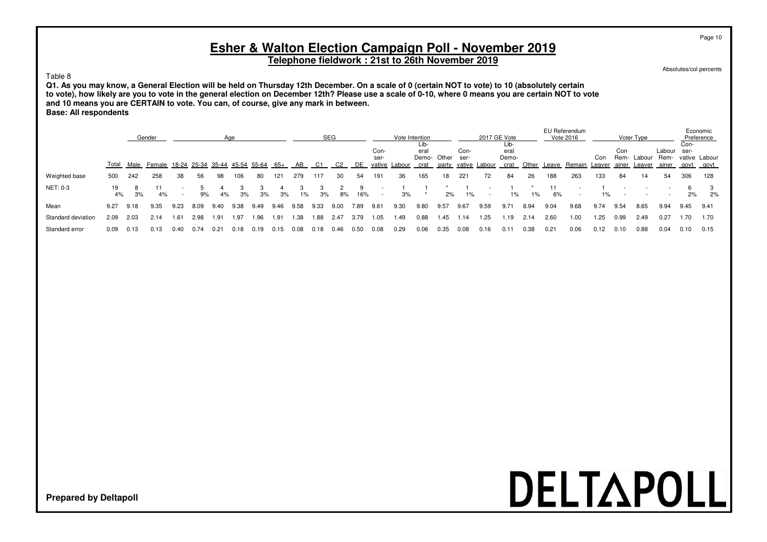# Esher & Walton Election Campaign Poll - November 2019

**Telephone fieldwork : 21st to 26th November 2019**

Absolutes/col percents

Table 8

**Q1. As you may know, a General Election will be held on Thursday 12th December. On a scale of 0 (certain NOT to vote) to 10 (absolutely certain to vote), how likely are you to vote in the general election on December 12th? Please use a scale of 0-10, where 0 means you are certain NOT to vote and 10 means you are CERTAIN to vote. You can, of course, give any mark in between.**

**Base: All respondents**

| | | Gender | | Age | | | | | | SEG | | | | Vote Intention | | | | 2017 GE Vote | | | | EU Referendum Vote 2016 | | Voter Type | | | | Economic Preference | |
|---|---|---|---|---|---|---|---|---|---|---|---|---|---|---|---|---|---|---|---|---|---|---|---|---|---|---|---|---|---|
| | Total | Male | Female | 18-24 | 25-34 | 35-44 | 45-54 | 55-64 | 65+ | AB | C1 | C2 | DE | Conservative | Labour | Liberal Democrat | Other party | Conservative | Labour | Liberal Democrat | Other | Leave | Remain | Con Leaver | Con Remainer | Labour Leaver | Labour Remainer | Conservative govt | Labour govt |
| Weighted base | 500 | 242 | 258 | 38 | 56 | 98 | 106 | 80 | 121 | 279 | 117 | 30 | 54 | 191 | 36 | 165 | 18 | 221 | 72 | 84 | 26 | 188 | 263 | 133 | 84 | 14 | 54 | 306 | 128 |
| NET: 0-3 | 19 | 8 | 11 | - | 5 | 4 | 3 | 3 | 4 | 3 | 3 | 2 | 9 | - | 1 | 1 | * | 1 | - | 1 | * | 11 | - | 1 | - | - | - | 6 | 3 |
| | 4% | 3% | 4% | - | 9% | 4% | 3% | 3% | 3% | 1% | 3% | 8% | 16% | - | 3% | * | 2% | 1% | - | 1% | 1% | 6% | - | 1% | - | - | - | 2% | 2% |
| Mean | 9.27 | 9.18 | 9.35 | 9.23 | 8.09 | 9.40 | 9.38 | 9.49 | 9.46 | 9.58 | 9.33 | 9.00 | 7.89 | 9.61 | 9.30 | 9.80 | 9.57 | 9.67 | 9.59 | 9.71 | 8.94 | 9.04 | 9.68 | 9.74 | 9.54 | 8.65 | 9.94 | 9.45 | 9.41 |
| Standard deviation | 2.09 | 2.03 | 2.14 | 1.61 | 2.98 | 1.91 | 1.97 | 1.96 | 1.91 | 1.38 | 1.88 | 2.47 | 3.79 | 1.05 | 1.49 | 0.88 | 1.45 | 1.14 | 1.25 | 1.19 | 2.14 | 2.60 | 1.00 | 1.25 | 0.99 | 2.49 | 0.27 | 1.70 | 1.70 |
| Standard error | 0.09 | 0.13 | 0.13 | 0.40 | 0.74 | 0.21 | 0.18 | 0.19 | 0.15 | 0.08 | 0.18 | 0.46 | 0.50 | 0.08 | 0.29 | 0.06 | 0.35 | 0.08 | 0.16 | 0.11 | 0.38 | 0.21 | 0.06 | 0.12 | 0.10 | 0.88 | 0.04 | 0.10 | 0.15 |

**Prepared by Deltapoll**

DELTAPOLL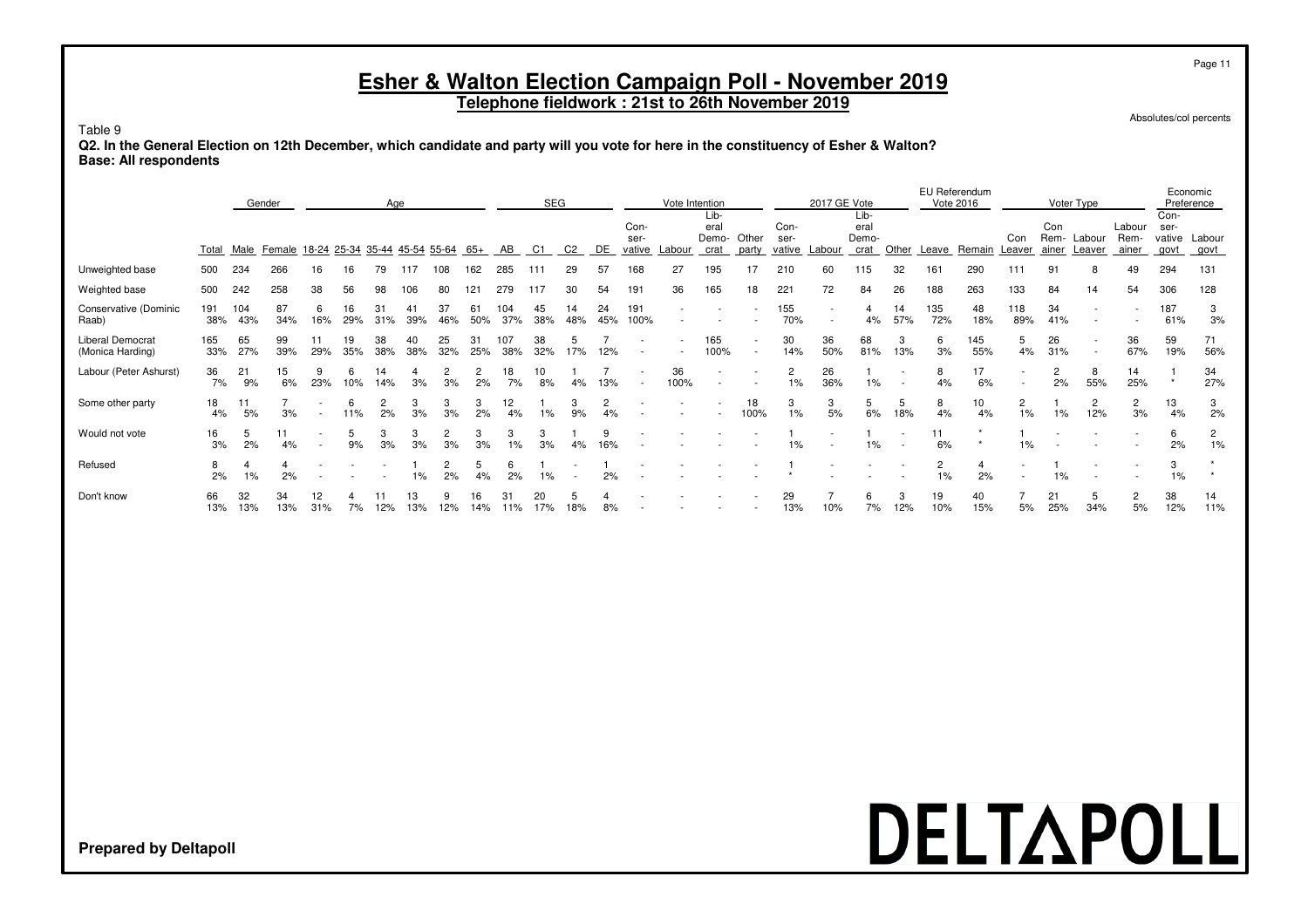# Esher & Walton Election Campaign Poll - November 2019

**Telephone fieldwork : 21st to 26th November 2019**

Absolutes/col percents

Table 9

**Q2. In the General Election on 12th December, which candidate and party will you vote for here in the constituency of Esher & Walton?**
**Base: All respondents**

| | | Gender | | Age | | | | | | SEG | | | | Vote Intention | | | | 2017 GE Vote | | | | EU Referendum Vote 2016 | | Voter Type | | | | Economic Preference | |
|---|---|---|---|---|---|---|---|---|---|---|---|---|---|---|---|---|---|---|---|---|---|---|---|---|---|---|---|---|---|
| | Total | Male | Female | 18-24 | 25-34 | 35-44 | 45-54 | 55-64 | 65+ | AB | C1 | C2 | DE | Conservative | Labour | Liberal Democrat | Other party | Conservative | Labour | Liberal Democrat | Other | Leave | Remain | Con Leaver | Con Remainer | Labour Leaver | Labour Remainer | Conservative govt | Labour govt |
| Unweighted base | 500 | 234 | 266 | 16 | 16 | 79 | 117 | 108 | 162 | 285 | 111 | 29 | 57 | 168 | 27 | 195 | 17 | 210 | 60 | 115 | 32 | 161 | 290 | 111 | 91 | 8 | 49 | 294 | 131 |
| Weighted base | 500 | 242 | 258 | 38 | 56 | 98 | 106 | 80 | 121 | 279 | 117 | 30 | 54 | 191 | 36 | 165 | 18 | 221 | 72 | 84 | 26 | 188 | 263 | 133 | 84 | 14 | 54 | 306 | 128 |
| Conservative (Dominic Raab) | 191 | 104 | 87 | 6 | 16 | 31 | 41 | 37 | 61 | 104 | 45 | 14 | 24 | 191 | - | - | - | 155 | - | 4 | 14 | 135 | 48 | 118 | 34 | - | - | 187 | 3 |
| | 38% | 43% | 34% | 16% | 29% | 31% | 39% | 46% | 50% | 37% | 38% | 48% | 45% | 100% | - | - | - | 70% | - | 4% | 57% | 72% | 18% | 89% | 41% | - | - | 61% | 3% |
| Liberal Democrat (Monica Harding) | 165 | 65 | 99 | 11 | 19 | 38 | 40 | 25 | 31 | 107 | 38 | 5 | 7 | - | - | 165 | - | 30 | 36 | 68 | 3 | 6 | 145 | 5 | 26 | - | 36 | 59 | 71 |
| | 33% | 27% | 39% | 29% | 35% | 38% | 38% | 32% | 25% | 38% | 32% | 17% | 12% | - | - | 100% | - | 14% | 50% | 81% | 13% | 3% | 55% | 4% | 31% | - | 67% | 19% | 56% |
| Labour (Peter Ashurst) | 36 | 21 | 15 | 9 | 6 | 14 | 4 | 2 | 2 | 18 | 10 | 1 | 7 | - | 36 | - | - | 2 | 26 | 1 | - | 8 | 17 | - | 2 | 8 | 14 | 1 | 34 |
| | 7% | 9% | 6% | 23% | 10% | 14% | 3% | 3% | 2% | 7% | 8% | 4% | 13% | - | 100% | - | - | 1% | 36% | 1% | - | 4% | 6% | - | 2% | 55% | 25% | * | 27% |
| Some other party | 18 | 11 | 7 | - | 6 | 2 | 3 | 3 | 3 | 12 | 1 | 3 | 2 | - | - | - | 18 | 3 | 3 | 5 | 5 | 8 | 10 | 2 | 1 | 2 | 2 | 13 | 3 |
| | 4% | 5% | 3% | - | 11% | 2% | 3% | 3% | 2% | 4% | 1% | 9% | 4% | - | - | - | 100% | 1% | 5% | 6% | 18% | 4% | 4% | 1% | 1% | 12% | 3% | 4% | 2% |
| Would not vote | 16 | 5 | 11 | - | 5 | 3 | 3 | 2 | 3 | 3 | 3 | 1 | 9 | - | - | - | - | 1 | - | 1 | - | 11 | * | 1 | - | - | - | 6 | 2 |
| | 3% | 2% | 4% | - | 9% | 3% | 3% | 3% | 3% | 1% | 3% | 4% | 16% | - | - | - | - | 1% | - | 1% | - | 6% | * | 1% | - | - | - | 2% | 1% |
| Refused | 8 | 4 | 4 | - | - | - | 1 | 2 | 5 | 6 | 1 | - | 1 | - | - | - | - | 1 | - | - | - | 2 | 4 | - | 1 | - | - | 3 | * |
| | 2% | 1% | 2% | - | - | - | 1% | 2% | 4% | 2% | 1% | - | 2% | - | - | - | - | * | - | - | - | 1% | 2% | - | 1% | - | - | 1% | * |
| Don't know | 66 | 32 | 34 | 12 | 4 | 11 | 13 | 9 | 16 | 31 | 20 | 5 | 4 | - | - | - | - | 29 | 7 | 6 | 3 | 19 | 40 | 7 | 21 | 5 | 2 | 38 | 14 |
| | 13% | 13% | 13% | 31% | 7% | 12% | 13% | 12% | 14% | 11% | 17% | 18% | 8% | - | - | - | - | 13% | 10% | 7% | 12% | 10% | 15% | 5% | 25% | 34% | 5% | 12% | 11% |

**Prepared by Deltapoll**

DELTAPOLL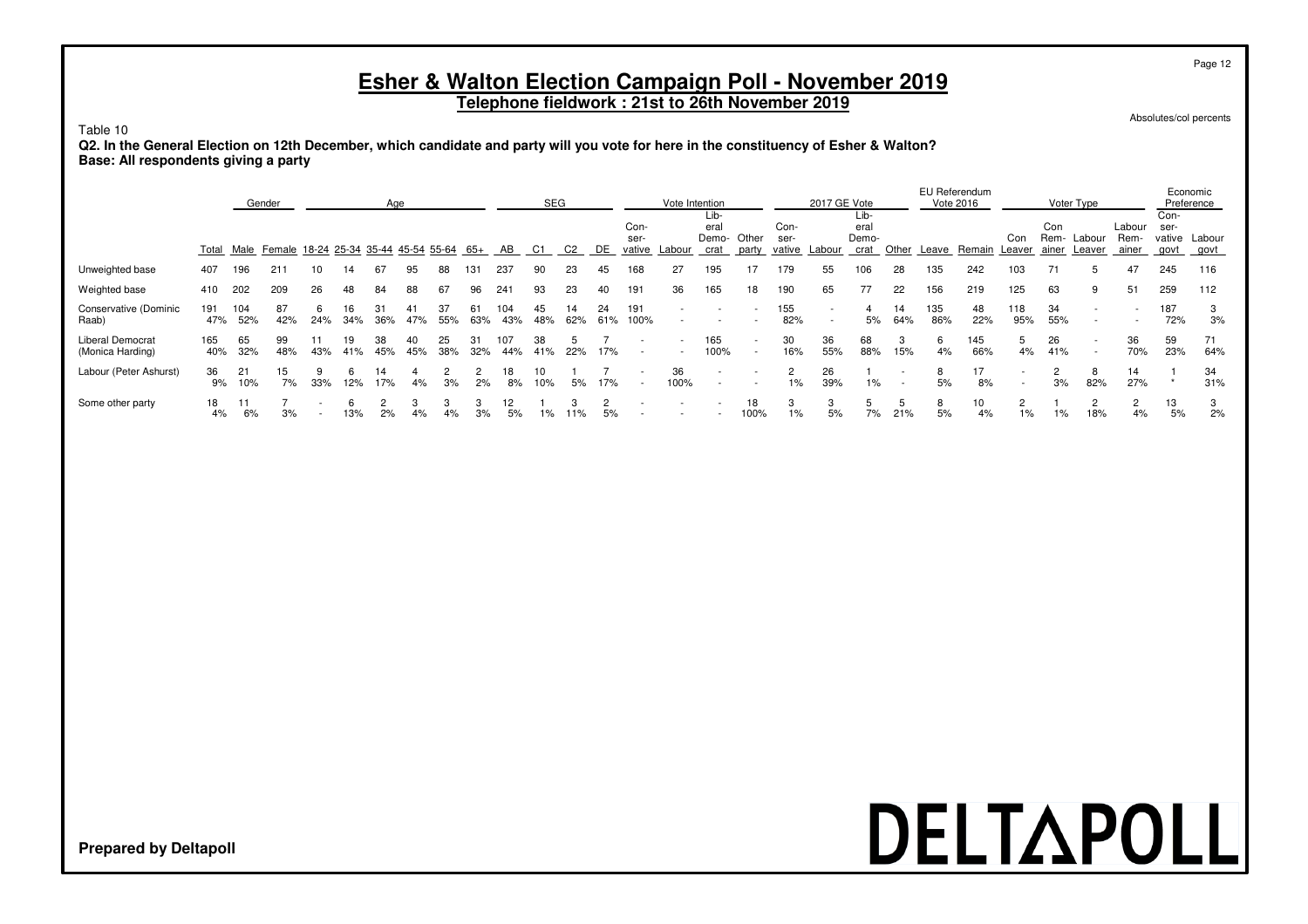# Esher & Walton Election Campaign Poll - November 2019

**Telephone fieldwork : 21st to 26th November 2019**

Absolutes/col percents

Table 10

**Q2. In the General Election on 12th December, which candidate and party will you vote for here in the constituency of Esher & Walton?**
**Base: All respondents giving a party**

| | | Gender | | Age | | | | | | SEG | | | | Vote Intention | | | | 2017 GE Vote | | | | EU Referendum Vote 2016 | | Voter Type | | | | Economic Preference | |
|---|---|---|---|---|---|---|---|---|---|---|---|---|---|---|---|---|---|---|---|---|---|---|---|---|---|---|---|---|---|
| | Total | Male | Female | 18-24 | 25-34 | 35-44 | 45-54 | 55-64 | 65+ | AB | C1 | C2 | DE | Conservative | Labour | Liberal Democrat | Other party | Conservative | Labour | Liberal Democrat | Other | Leave | Remain | Con Leaver | Con Remainer | Labour Leaver | Labour Remainer | Conservative govt | Labour govt |
| Unweighted base | 407 | 196 | 211 | 10 | 14 | 67 | 95 | 88 | 131 | 237 | 90 | 23 | 45 | 168 | 27 | 195 | 17 | 179 | 55 | 106 | 28 | 135 | 242 | 103 | 71 | 5 | 47 | 245 | 116 |
| Weighted base | 410 | 202 | 209 | 26 | 48 | 84 | 88 | 67 | 96 | 241 | 93 | 23 | 40 | 191 | 36 | 165 | 18 | 190 | 65 | 77 | 22 | 156 | 219 | 125 | 63 | 9 | 51 | 259 | 112 |
| Conservative (Dominic Raab) | 191 | 104 | 87 | 6 | 16 | 31 | 41 | 37 | 61 | 104 | 45 | 14 | 24 | 191 | - | - | - | 155 | - | 4 | 14 | 135 | 48 | 118 | 34 | - | - | 187 | 3 |
| | 47% | 52% | 42% | 24% | 34% | 36% | 47% | 55% | 63% | 43% | 48% | 62% | 61% | 100% | - | - | - | 82% | - | 5% | 64% | 86% | 22% | 95% | 55% | - | - | 72% | 3% |
| Liberal Democrat (Monica Harding) | 165 | 65 | 99 | 11 | 19 | 38 | 40 | 25 | 31 | 107 | 38 | 5 | 7 | - | - | 165 | - | 30 | 36 | 68 | 3 | 6 | 145 | 5 | 26 | - | 36 | 59 | 71 |
| | 40% | 32% | 48% | 43% | 41% | 45% | 45% | 38% | 32% | 44% | 41% | 22% | 17% | - | - | 100% | - | 16% | 55% | 88% | 15% | 4% | 66% | 4% | 41% | - | 70% | 23% | 64% |
| Labour (Peter Ashurst) | 36 | 21 | 15 | 9 | 6 | 14 | 4 | 2 | 2 | 18 | 10 | 1 | 7 | - | 36 | - | - | 2 | 26 | 1 | - | 8 | 17 | - | 2 | 8 | 14 | 1 | 34 |
| | 9% | 10% | 7% | 33% | 12% | 17% | 4% | 3% | 2% | 8% | 10% | 5% | 17% | - | 100% | - | - | 1% | 39% | 1% | - | 5% | 8% | - | 3% | 82% | 27% | * | 31% |
| Some other party | 18 | 11 | 7 | - | 6 | 2 | 3 | 3 | 3 | 12 | 1 | 3 | 2 | - | - | - | 18 | 3 | 3 | 5 | 5 | 8 | 10 | 2 | 1 | 2 | 2 | 13 | 3 |
| | 4% | 6% | 3% | - | 13% | 2% | 4% | 4% | 3% | 5% | 1% | 11% | 5% | - | - | - | 100% | 1% | 5% | 7% | 21% | 5% | 4% | 1% | 1% | 18% | 4% | 5% | 2% |

**Prepared by Deltapoll**

DELTAPOLL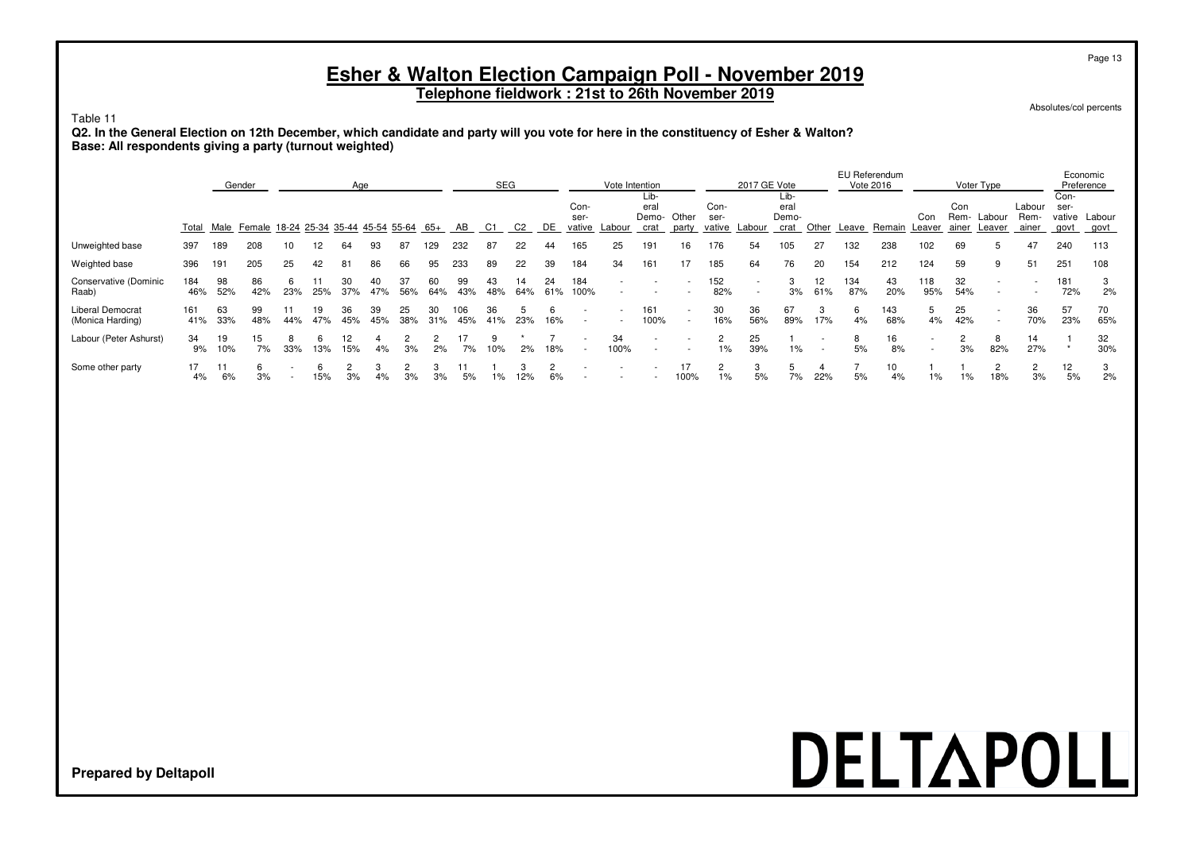# Esher & Walton Election Campaign Poll - November 2019

## Telephone fieldwork : 21st to 26th November 2019

Absolutes/col percents

Table 11

**Q2. In the General Election on 12th December, which candidate and party will you vote for here in the constituency of Esher & Walton?**
**Base: All respondents giving a party (turnout weighted)**

| | | Gender | | Age | | | | | | SEG | | | | Vote Intention | | | | 2017 GE Vote | | | | EU Referendum Vote 2016 | | Voter Type | | | | Economic Preference | |
|---|---|---|---|---|---|---|---|---|---|---|---|---|---|---|---|---|---|---|---|---|---|---|---|---|---|---|---|---|---|
| | Total | Male | Female | 18-24 | 25-34 | 35-44 | 45-54 | 55-64 | 65+ | AB | C1 | C2 | DE | Conservative | Labour | Liberal Democrat | Other party | Conservative | Labour | Liberal Democrat | Other | Leave | Remain | Con Leaver | Con Remainer | Labour Leaver | Labour Remainer | Conservative govt | Labour govt |
| Unweighted base | 397 | 189 | 208 | 10 | 12 | 64 | 93 | 87 | 129 | 232 | 87 | 22 | 44 | 165 | 25 | 191 | 16 | 176 | 54 | 105 | 27 | 132 | 238 | 102 | 69 | 5 | 47 | 240 | 113 |
| Weighted base | 396 | 191 | 205 | 25 | 42 | 81 | 86 | 66 | 95 | 233 | 89 | 22 | 39 | 184 | 34 | 161 | 17 | 185 | 64 | 76 | 20 | 154 | 212 | 124 | 59 | 9 | 51 | 251 | 108 |
| Conservative (Dominic Raab) | 184 | 98 | 86 | 6 | 11 | 30 | 40 | 37 | 60 | 99 | 43 | 14 | 24 | 184 | - | - | - | 152 | - | 3 | 12 | 134 | 43 | 118 | 32 | - | - | 181 | 3 |
| | 46% | 52% | 42% | 23% | 25% | 37% | 47% | 56% | 64% | 43% | 48% | 64% | 61% | 100% | - | - | - | 82% | - | 3% | 61% | 87% | 20% | 95% | 54% | - | - | 72% | 2% |
| Liberal Democrat (Monica Harding) | 161 | 63 | 99 | 11 | 19 | 36 | 39 | 25 | 30 | 106 | 36 | 5 | 6 | - | - | 161 | - | 30 | 36 | 67 | 3 | 6 | 143 | 5 | 25 | - | 36 | 57 | 70 |
| | 41% | 33% | 48% | 44% | 47% | 45% | 45% | 38% | 31% | 45% | 41% | 23% | 16% | - | - | 100% | - | 16% | 56% | 89% | 17% | 4% | 68% | 4% | 42% | - | 70% | 23% | 65% |
| Labour (Peter Ashurst) | 34 | 19 | 15 | 8 | 6 | 12 | 4 | 2 | 2 | 17 | 9 | * | 7 | - | 34 | - | - | 2 | 25 | 1 | - | 8 | 16 | - | 2 | 8 | 14 | 1 | 32 |
| | 9% | 10% | 7% | 33% | 13% | 15% | 4% | 3% | 2% | 7% | 10% | 2% | 18% | - | 100% | - | - | 1% | 39% | 1% | - | 5% | 8% | - | 3% | 82% | 27% | * | 30% |
| Some other party | 17 | 11 | 6 | - | 6 | 2 | 3 | 2 | 3 | 11 | 1 | 3 | 2 | - | - | - | 17 | 2 | 3 | 5 | 4 | 7 | 10 | 1 | 1 | 2 | 2 | 12 | 3 |
| | 4% | 6% | 3% | - | 15% | 3% | 4% | 3% | 3% | 5% | 1% | 12% | 6% | - | - | - | 100% | 1% | 5% | 7% | 22% | 5% | 4% | 1% | 1% | 18% | 3% | 5% | 2% |

**Prepared by Deltapoll**

DELTAPOLL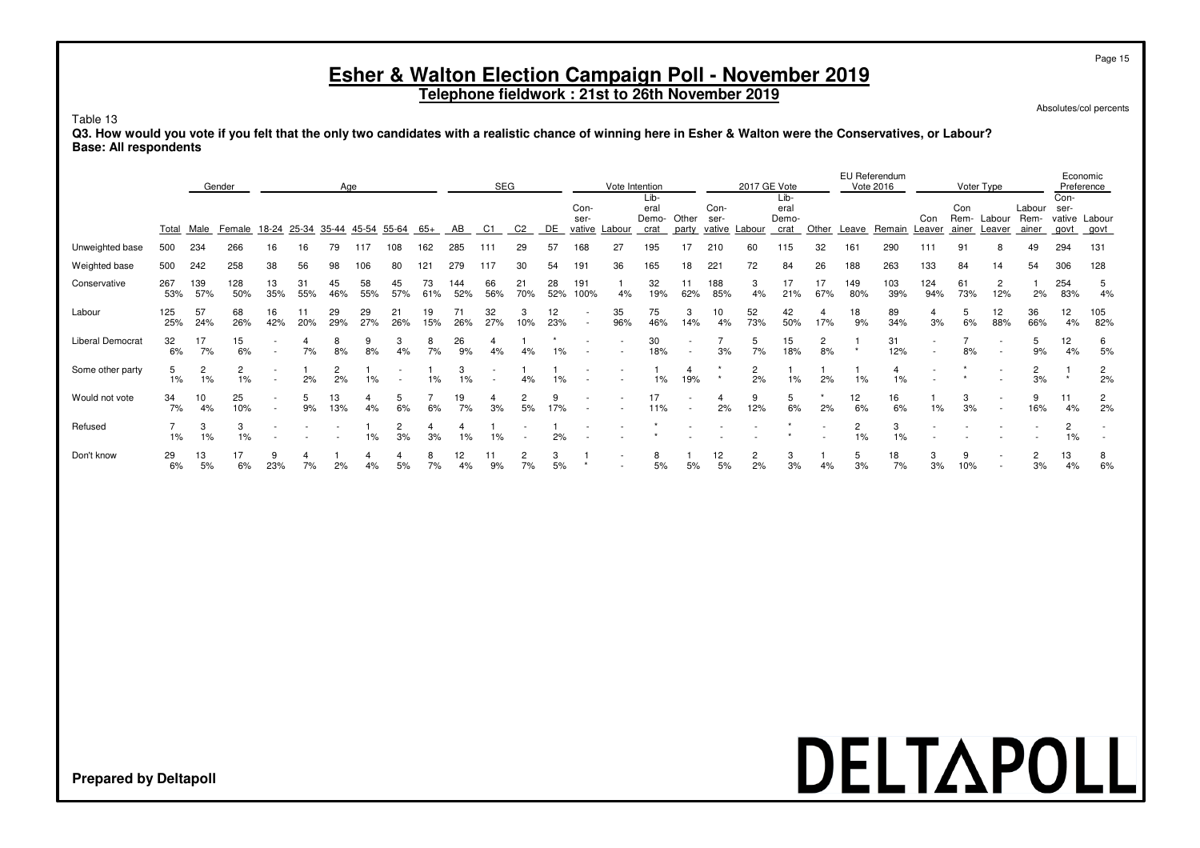# Esher & Walton Election Campaign Poll - November 2019

**Telephone fieldwork : 21st to 26th November 2019**

Absolutes/col percents

Table 13

**Q3. How would you vote if you felt that the only two candidates with a realistic chance of winning here in Esher & Walton were the Conservatives, or Labour?**
**Base: All respondents**

| | | Gender | | Age | | | | | | SEG | | | | Vote Intention | | | | 2017 GE Vote | | | | EU Referendum Vote 2016 | | Voter Type | | | | Economic Preference | |
|---|---|---|---|---|---|---|---|---|---|---|---|---|---|---|---|---|---|---|---|---|---|---|---|---|---|---|---|---|---|
| | Total | Male | Female | 18-24 | 25-34 | 35-44 | 45-54 | 55-64 | 65+ | AB | C1 | C2 | DE | Conservative | Labour | Liberal Democrat | Other party | Conservative | Labour | Liberal Democrat | Other | Leave | Remain | Con Leaver | Con Remainer | Labour Leaver | Labour Remainer | Conservative govt | Labour govt |
| Unweighted base | 500 | 234 | 266 | 16 | 16 | 79 | 117 | 108 | 162 | 285 | 111 | 29 | 57 | 168 | 27 | 195 | 17 | 210 | 60 | 115 | 32 | 161 | 290 | 111 | 91 | 8 | 49 | 294 | 131 |
| Weighted base | 500 | 242 | 258 | 38 | 56 | 98 | 106 | 80 | 121 | 279 | 117 | 30 | 54 | 191 | 36 | 165 | 18 | 221 | 72 | 84 | 26 | 188 | 263 | 133 | 84 | 14 | 54 | 306 | 128 |
| Conservative | 267 | 139 | 128 | 13 | 31 | 45 | 58 | 45 | 73 | 144 | 66 | 21 | 28 | 191 | 1 | 32 | 11 | 188 | 3 | 17 | 17 | 149 | 103 | 124 | 61 | 2 | 1 | 254 | 5 |
| | 53% | 57% | 50% | 35% | 55% | 46% | 55% | 57% | 61% | 52% | 56% | 70% | 52% | 100% | 4% | 19% | 62% | 85% | 4% | 21% | 67% | 80% | 39% | 94% | 73% | 12% | 2% | 83% | 4% |
| Labour | 125 | 57 | 68 | 16 | 11 | 29 | 29 | 21 | 19 | 71 | 32 | 3 | 12 | - | 35 | 75 | 3 | 10 | 52 | 42 | 4 | 18 | 89 | 4 | 5 | 12 | 36 | 12 | 105 |
| | 25% | 24% | 26% | 42% | 20% | 29% | 27% | 26% | 15% | 26% | 27% | 10% | 23% | - | 96% | 46% | 14% | 4% | 73% | 50% | 17% | 9% | 34% | 3% | 6% | 88% | 66% | 4% | 82% |
| Liberal Democrat | 32 | 17 | 15 | - | 4 | 8 | 9 | 3 | 8 | 26 | 4 | 1 | * | - | - | 30 | - | 7 | 5 | 15 | 2 | 1 | 31 | - | 7 | - | 5 | 12 | 6 |
| | 6% | 7% | 6% | - | 7% | 8% | 8% | 4% | 7% | 9% | 4% | 4% | 1% | - | - | 18% | - | 3% | 7% | 18% | 8% | * | 12% | - | 8% | - | 9% | 4% | 5% |
| Some other party | 5 | 2 | 2 | - | 1 | 2 | 1 | - | 1 | 3 | - | 1 | 1 | - | - | 1 | 4 | * | 2 | 1 | 1 | 1 | 4 | - | * | - | 2 | 1 | 2 |
| | 1% | 1% | 1% | - | 2% | 2% | 1% | - | 1% | 1% | - | 4% | 1% | - | - | 1% | 19% | * | 2% | 1% | 2% | 1% | 1% | - | * | - | 3% | * | 2% |
| Would not vote | 34 | 10 | 25 | - | 5 | 13 | 4 | 5 | 7 | 19 | 4 | 2 | 9 | - | - | 17 | - | 4 | 9 | 5 | * | 12 | 16 | 1 | 3 | - | 9 | 11 | 2 |
| | 7% | 4% | 10% | - | 9% | 13% | 4% | 6% | 6% | 7% | 3% | 5% | 17% | - | - | 11% | - | 2% | 12% | 6% | 2% | 6% | 6% | 1% | 3% | - | 16% | 4% | 2% |
| Refused | 7 | 3 | 3 | - | - | - | 1 | 2 | 4 | 4 | 1 | - | 1 | - | - | * | - | - | - | * | - | 2 | 3 | - | - | - | - | 2 | - |
| | 1% | 1% | 1% | - | - | - | 1% | 3% | 3% | 1% | 1% | - | 2% | - | - | * | - | - | - | * | - | 1% | 1% | - | - | - | - | 1% | - |
| Don't know | 29 | 13 | 17 | 9 | 4 | 1 | 4 | 4 | 8 | 12 | 11 | 2 | 3 | 1 | - | 8 | 1 | 12 | 2 | 3 | 1 | 5 | 18 | 3 | 9 | - | 2 | 13 | 8 |
| | 6% | 5% | 6% | 23% | 7% | 2% | 4% | 5% | 7% | 4% | 9% | 7% | 5% | * | - | 5% | 5% | 5% | 2% | 3% | 4% | 3% | 7% | 3% | 10% | - | 3% | 4% | 6% |

**Prepared by Deltapoll**

DELTAPOLL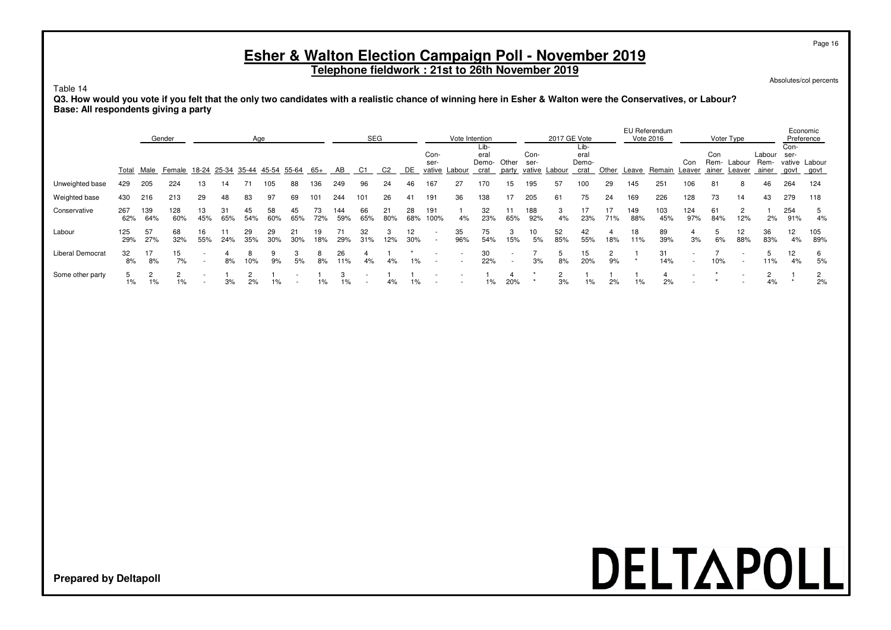# Esher & Walton Election Campaign Poll - November 2019

**Telephone fieldwork : 21st to 26th November 2019**

Absolutes/col percents

Table 14

**Q3. How would you vote if you felt that the only two candidates with a realistic chance of winning here in Esher & Walton were the Conservatives, or Labour?**
**Base: All respondents giving a party**

| | | Gender | | Age | | | | | | SEG | | | | Vote Intention | | | | 2017 GE Vote | | | | EU Referendum Vote 2016 | | Voter Type | | | | Economic Preference | |
|---|---|---|---|---|---|---|---|---|---|---|---|---|---|---|---|---|---|---|---|---|---|---|---|---|---|---|---|---|---|
| | Total | Male | Female | 18-24 | 25-34 | 35-44 | 45-54 | 55-64 | 65+ | AB | C1 | C2 | DE | Con-ser-vative | Labour | Lib-eral Demo-crat | Other party | Con-ser-vative | Labour | Lib-eral Demo-crat | Other | Leave | Remain | Con Leaver | Con Rem-ainer | Labour Leaver | Labour Rem-ainer | Con-ser-vative govt | Labour govt |
| Unweighted base | 429 | 205 | 224 | 13 | 14 | 71 | 105 | 88 | 136 | 249 | 96 | 24 | 46 | 167 | 27 | 170 | 15 | 195 | 57 | 100 | 29 | 145 | 251 | 106 | 81 | 8 | 46 | 264 | 124 |
| Weighted base | 430 | 216 | 213 | 29 | 48 | 83 | 97 | 69 | 101 | 244 | 101 | 26 | 41 | 191 | 36 | 138 | 17 | 205 | 61 | 75 | 24 | 169 | 226 | 128 | 73 | 14 | 43 | 279 | 118 |
| Conservative | 267 | 139 | 128 | 13 | 31 | 45 | 58 | 45 | 73 | 144 | 66 | 21 | 28 | 191 | 1 | 32 | 11 | 188 | 3 | 17 | 17 | 149 | 103 | 124 | 61 | 2 | 1 | 254 | 5 |
| | 62% | 64% | 60% | 45% | 65% | 54% | 60% | 65% | 72% | 59% | 65% | 80% | 68% | 100% | 4% | 23% | 65% | 92% | 4% | 23% | 71% | 88% | 45% | 97% | 84% | 12% | 2% | 91% | 4% |
| Labour | 125 | 57 | 68 | 16 | 11 | 29 | 29 | 21 | 19 | 71 | 32 | 3 | 12 | - | 35 | 75 | 3 | 10 | 52 | 42 | 4 | 18 | 89 | 4 | 5 | 12 | 36 | 12 | 105 |
| | 29% | 27% | 32% | 55% | 24% | 35% | 30% | 30% | 18% | 29% | 31% | 12% | 30% | - | 96% | 54% | 15% | 5% | 85% | 55% | 18% | 11% | 39% | 3% | 6% | 88% | 83% | 4% | 89% |
| Liberal Democrat | 32 | 17 | 15 | - | 4 | 8 | 9 | 3 | 8 | 26 | 4 | 1 | * | - | - | 30 | - | 7 | 5 | 15 | 2 | 1 | 31 | - | 7 | - | 5 | 12 | 6 |
| | 8% | 8% | 7% | - | 8% | 10% | 9% | 5% | 8% | 11% | 4% | 4% | 1% | - | - | 22% | - | 3% | 8% | 20% | 9% | * | 14% | - | 10% | - | 11% | 4% | 5% |
| Some other party | 5 | 2 | 2 | - | 1 | 2 | 1 | - | 1 | 3 | - | 1 | 1 | - | - | 1 | 4 | * | 2 | 1 | 1 | 1 | 4 | - | * | - | 2 | 1 | 2 |
| | 1% | 1% | 1% | - | 3% | 2% | 1% | - | 1% | 1% | - | 4% | 1% | - | - | 1% | 20% | * | 3% | 1% | 2% | 1% | 2% | - | * | - | 4% | * | 2% |

**Prepared by Deltapoll**

DELTAPOLL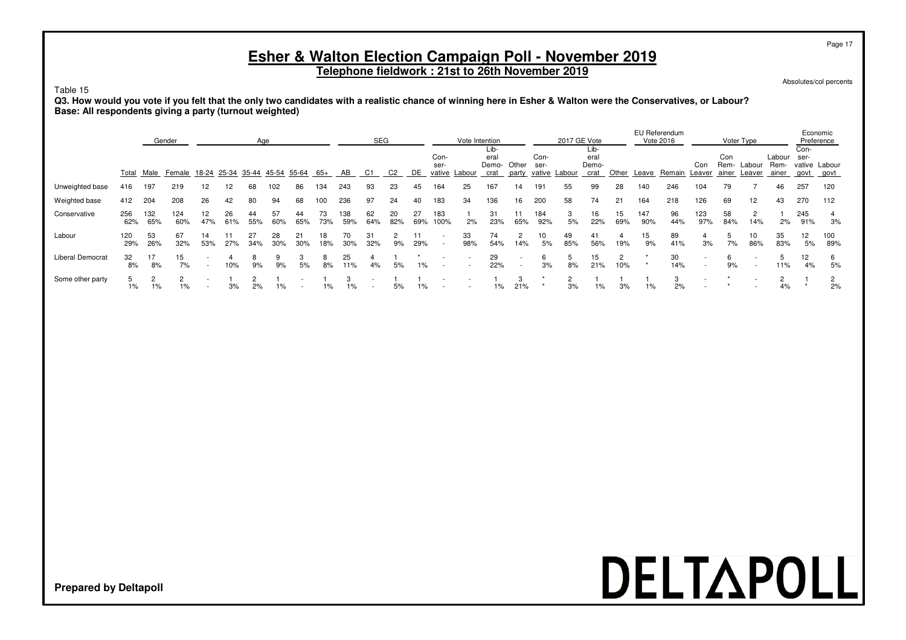# Esher & Walton Election Campaign Poll - November 2019

**Telephone fieldwork : 21st to 26th November 2019**

Absolutes/col percents

Table 15

**Q3. How would you vote if you felt that the only two candidates with a realistic chance of winning here in Esher & Walton were the Conservatives, or Labour?**
**Base: All respondents giving a party (turnout weighted)**

| | | Gender | | Age | | | | | | SEG | | | | Vote Intention | | | | 2017 GE Vote | | | | EU Referendum Vote 2016 | | Voter Type | | | | Economic Preference | |
|---|---|---|---|---|---|---|---|---|---|---|---|---|---|---|---|---|---|---|---|---|---|---|---|---|---|---|---|---|---|
| | Total | Male | Female | 18-24 | 25-34 | 35-44 | 45-54 | 55-64 | 65+ | AB | C1 | C2 | DE | Con-ser-vative | Labour | Lib-eral Demo-crat | Other party | Con-ser-vative | Labour | Lib-eral Demo-crat | Other | Leave | Remain | Con Leaver | Con Rem-ainer | Labour Leaver | Labour Rem-ainer | Con-ser-vative govt | Labour govt |
| Unweighted base | 416 | 197 | 219 | 12 | 12 | 68 | 102 | 86 | 134 | 243 | 93 | 23 | 45 | 164 | 25 | 167 | 14 | 191 | 55 | 99 | 28 | 140 | 246 | 104 | 79 | 7 | 46 | 257 | 120 |
| Weighted base | 412 | 204 | 208 | 26 | 42 | 80 | 94 | 68 | 100 | 236 | 97 | 24 | 40 | 183 | 34 | 136 | 16 | 200 | 58 | 74 | 21 | 164 | 218 | 126 | 69 | 12 | 43 | 270 | 112 |
| Conservative | 256 | 132 | 124 | 12 | 26 | 44 | 57 | 44 | 73 | 138 | 62 | 20 | 27 | 183 | 1 | 31 | 11 | 184 | 3 | 16 | 15 | 147 | 96 | 123 | 58 | 2 | 1 | 245 | 4 |
| | 62% | 65% | 60% | 47% | 61% | 55% | 60% | 65% | 73% | 59% | 64% | 82% | 69% | 100% | 2% | 23% | 65% | 92% | 5% | 22% | 69% | 90% | 44% | 97% | 84% | 14% | 2% | 91% | 3% |
| Labour | 120 | 53 | 67 | 14 | 11 | 27 | 28 | 21 | 18 | 70 | 31 | 2 | 11 | - | 33 | 74 | 2 | 10 | 49 | 41 | 4 | 15 | 89 | 4 | 5 | 10 | 35 | 12 | 100 |
| | 29% | 26% | 32% | 53% | 27% | 34% | 30% | 30% | 18% | 30% | 32% | 9% | 29% | - | 98% | 54% | 14% | 5% | 85% | 56% | 19% | 9% | 41% | 3% | 7% | 86% | 83% | 5% | 89% |
| Liberal Democrat | 32 | 17 | 15 | - | 4 | 8 | 9 | 3 | 8 | 25 | 4 | 1 | * | - | - | 29 | - | 6 | 5 | 15 | 2 | * | 30 | - | 6 | - | 5 | 12 | 6 |
| | 8% | 8% | 7% | - | 10% | 9% | 9% | 5% | 8% | 11% | 4% | 5% | 1% | - | - | 22% | - | 3% | 8% | 21% | 10% | * | 14% | - | 9% | - | 11% | 4% | 5% |
| Some other party | 5 | 2 | 2 | - | 1 | 2 | 1 | - | 1 | 3 | - | 1 | 1 | - | - | 1 | 3 | * | 2 | 1 | 1 | 1 | 3 | - | * | - | 2 | 1 | 2 |
| | 1% | 1% | 1% | - | 3% | 2% | 1% | - | 1% | 1% | - | 5% | 1% | - | - | 1% | 21% | * | 3% | 1% | 3% | 1% | 2% | - | * | - | 4% | * | 2% |

**Prepared by Deltapoll**

DELTAPOLL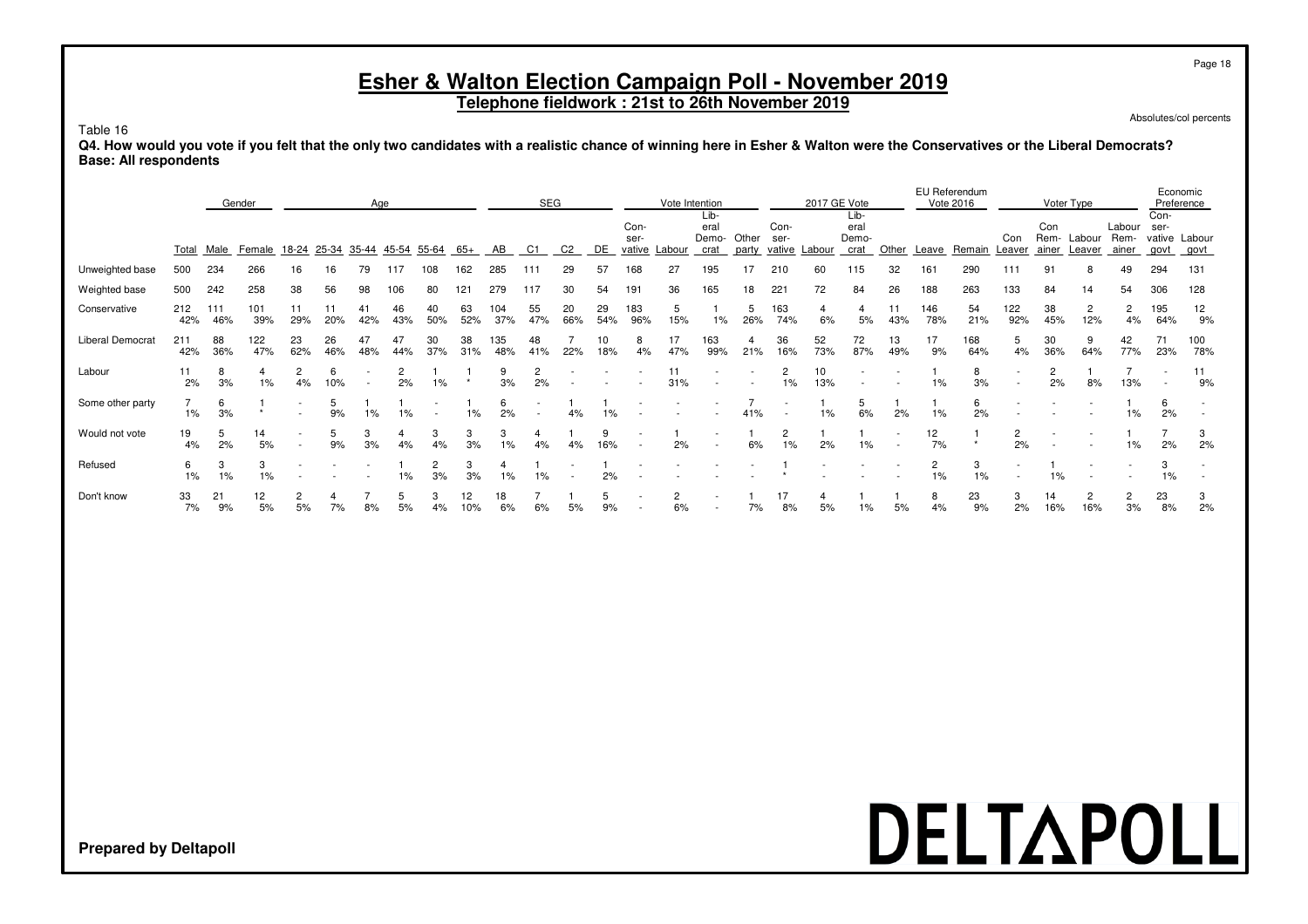# Esher & Walton Election Campaign Poll - November 2019

## Telephone fieldwork : 21st to 26th November 2019

Absolutes/col percents

Table 16

**Q4. How would you vote if you felt that the only two candidates with a realistic chance of winning here in Esher & Walton were the Conservatives or the Liberal Democrats?**
**Base: All respondents**

| | | Gender | | Age | | | | | | SEG | | | | Vote Intention | | | | 2017 GE Vote | | | | EU Referendum Vote 2016 | | Voter Type | | | | Economic Preference | |
|---|---|---|---|---|---|---|---|---|---|---|---|---|---|---|---|---|---|---|---|---|---|---|---|---|---|---|---|---|---|
| | Total | Male | Female | 18-24 | 25-34 | 35-44 | 45-54 | 55-64 | 65+ | AB | C1 | C2 | DE | Conservative | Labour | Liberal Democrat | Other party | Conservative | Labour | Liberal Democrat | Other | Leave | Remain | Con Leaver | Con Remainer | Labour Leaver | Labour Remainer | Conservative govt | Labour govt |
| Unweighted base | 500 | 234 | 266 | 16 | 16 | 79 | 117 | 108 | 162 | 285 | 111 | 29 | 57 | 168 | 27 | 195 | 17 | 210 | 60 | 115 | 32 | 161 | 290 | 111 | 91 | 8 | 49 | 294 | 131 |
| Weighted base | 500 | 242 | 258 | 38 | 56 | 98 | 106 | 80 | 121 | 279 | 117 | 30 | 54 | 191 | 36 | 165 | 18 | 221 | 72 | 84 | 26 | 188 | 263 | 133 | 84 | 14 | 54 | 306 | 128 |
| Conservative | 212 | 111 | 101 | 11 | 11 | 41 | 46 | 40 | 63 | 104 | 55 | 20 | 29 | 183 | 5 | 1 | 5 | 163 | 4 | 4 | 11 | 146 | 54 | 122 | 38 | 2 | 2 | 195 | 12 |
| | 42% | 46% | 39% | 29% | 20% | 42% | 43% | 50% | 52% | 37% | 47% | 66% | 54% | 96% | 15% | 1% | 26% | 74% | 6% | 5% | 43% | 78% | 21% | 92% | 45% | 12% | 4% | 64% | 9% |
| Liberal Democrat | 211 | 88 | 122 | 23 | 26 | 47 | 47 | 30 | 38 | 135 | 48 | 7 | 10 | 8 | 17 | 163 | 4 | 36 | 52 | 72 | 13 | 17 | 168 | 5 | 30 | 9 | 42 | 71 | 100 |
| | 42% | 36% | 47% | 62% | 46% | 48% | 44% | 37% | 31% | 48% | 41% | 22% | 18% | 4% | 47% | 99% | 21% | 16% | 73% | 87% | 49% | 9% | 64% | 4% | 36% | 64% | 77% | 23% | 78% |
| Labour | 11 | 8 | 4 | 2 | 6 | - | 2 | 1 | 1 | 9 | 2 | - | - | - | 11 | - | - | 2 | 10 | - | - | 1 | 8 | - | 2 | 1 | 7 | - | 11 |
| | 2% | 3% | 1% | 4% | 10% | - | 2% | 1% | * | 3% | 2% | - | - | - | 31% | - | - | 1% | 13% | - | - | 1% | 3% | - | 2% | 8% | 13% | - | 9% |
| Some other party | 7 | 6 | 1 | - | 5 | 1 | 1 | - | 1 | 6 | - | 1 | 1 | - | - | - | 7 | - | 1 | 5 | 1 | 1 | 6 | - | - | - | 1 | 6 | - |
| | 1% | 3% | * | - | 9% | 1% | 1% | - | 1% | 2% | - | 4% | 1% | - | - | - | 41% | - | 1% | 6% | 2% | 1% | 2% | - | - | - | 1% | 2% | - |
| Would not vote | 19 | 5 | 14 | - | 5 | 3 | 4 | 3 | 3 | 3 | 4 | 1 | 9 | - | 1 | - | 1 | 2 | 1 | 1 | - | 12 | 1 | 2 | - | - | 1 | 7 | 3 |
| | 4% | 2% | 5% | - | 9% | 3% | 4% | 4% | 3% | 1% | 4% | 4% | 16% | - | 2% | - | 6% | 1% | 2% | 1% | - | 7% | * | 2% | - | - | 1% | 2% | 2% |
| Refused | 6 | 3 | 3 | - | - | - | 1 | 2 | 3 | 4 | 1 | - | 1 | - | - | - | - | 1 | - | - | - | 2 | 3 | - | 1 | - | - | 3 | - |
| | 1% | 1% | 1% | - | - | - | 1% | 3% | 3% | 1% | 1% | - | 2% | - | - | - | - | * | - | - | - | 1% | 1% | - | 1% | - | - | 1% | - |
| Don't know | 33 | 21 | 12 | 2 | 4 | 7 | 5 | 3 | 12 | 18 | 7 | 1 | 5 | - | 2 | - | 1 | 17 | 4 | 1 | 1 | 8 | 23 | 3 | 14 | 2 | 2 | 23 | 3 |
| | 7% | 9% | 5% | 5% | 7% | 8% | 5% | 4% | 10% | 6% | 6% | 5% | 9% | - | 6% | - | 7% | 8% | 5% | 1% | 5% | 4% | 9% | 2% | 16% | 16% | 3% | 8% | 2% |

**Prepared by Deltapoll**

DELTAPOLL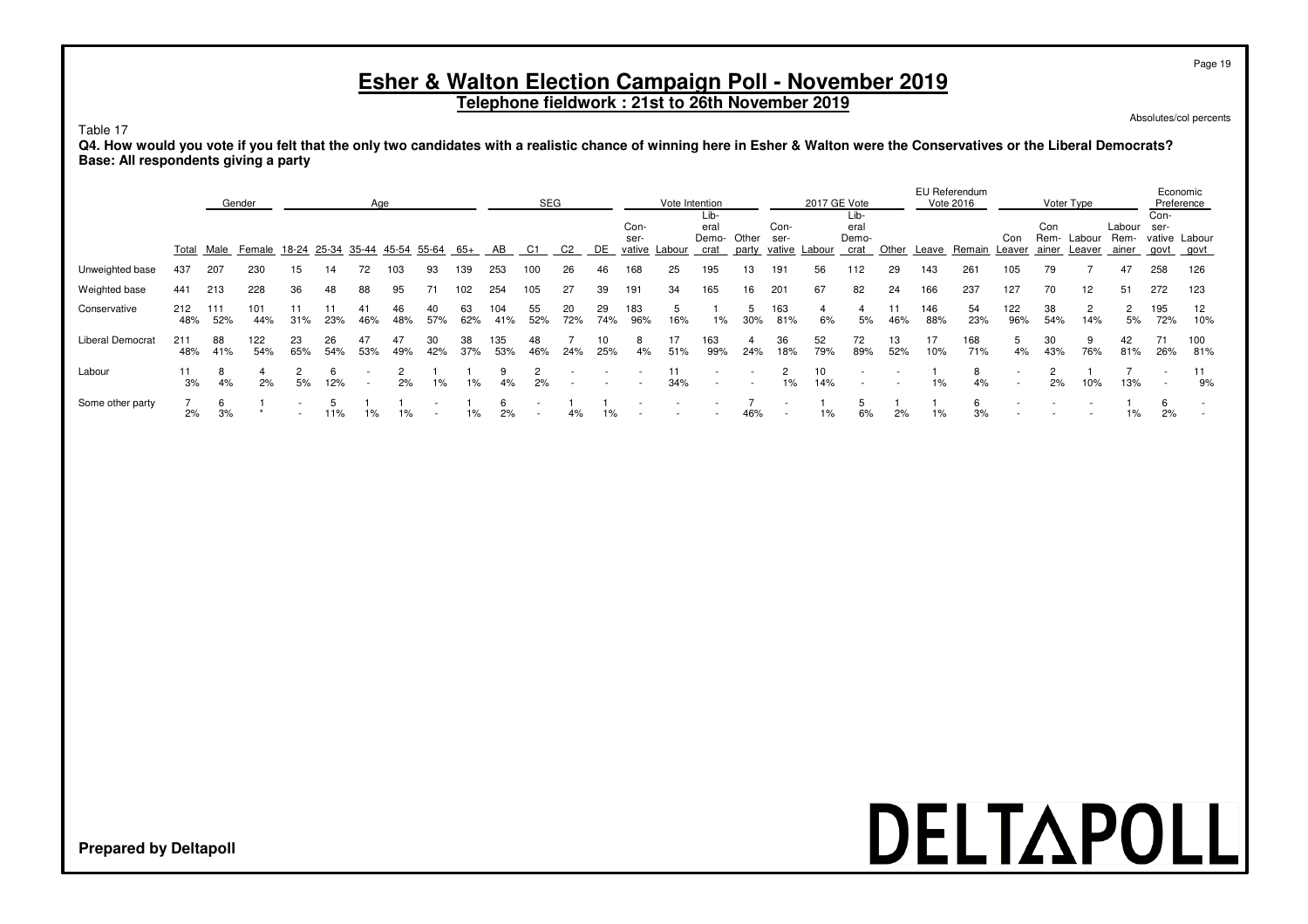# Esher & Walton Election Campaign Poll - November 2019

## Telephone fieldwork : 21st to 26th November 2019

Absolutes/col percents

Table 17

**Q4. How would you vote if you felt that the only two candidates with a realistic chance of winning here in Esher & Walton were the Conservatives or the Liberal Democrats?**
**Base: All respondents giving a party**

| | | Gender | | Age | | | | | | SEG | | | | Vote Intention | | | | 2017 GE Vote | | | | EU Referendum Vote 2016 | | Voter Type | | | | Economic Preference | |
|---|---|---|---|---|---|---|---|---|---|---|---|---|---|---|---|---|---|---|---|---|---|---|---|---|---|---|---|---|---|
| | Total | Male | Female | 18-24 | 25-34 | 35-44 | 45-54 | 55-64 | 65+ | AB | C1 | C2 | DE | Con-ser-vative | Labour | Lib-eral Demo-crat | Other party | Con-ser-vative | Labour | Lib-eral Demo-crat | Other | Leave | Remain | Con Leaver | Con Rem-ainer | Labour Leaver | Labour Rem-ainer | Con-ser-vative govt | Labour govt |
| Unweighted base | 437 | 207 | 230 | 15 | 14 | 72 | 103 | 93 | 139 | 253 | 100 | 26 | 46 | 168 | 25 | 195 | 13 | 191 | 56 | 112 | 29 | 143 | 261 | 105 | 79 | 7 | 47 | 258 | 126 |
| Weighted base | 441 | 213 | 228 | 36 | 48 | 88 | 95 | 71 | 102 | 254 | 105 | 27 | 39 | 191 | 34 | 165 | 16 | 201 | 67 | 82 | 24 | 166 | 237 | 127 | 70 | 12 | 51 | 272 | 123 |
| Conservative | 212 | 111 | 101 | 11 | 11 | 41 | 46 | 40 | 63 | 104 | 55 | 20 | 29 | 183 | 5 | 1 | 5 | 163 | 4 | 4 | 11 | 146 | 54 | 122 | 38 | 2 | 2 | 195 | 12 |
| | 48% | 52% | 44% | 31% | 23% | 46% | 48% | 57% | 62% | 41% | 52% | 72% | 74% | 96% | 16% | 1% | 30% | 81% | 6% | 5% | 46% | 88% | 23% | 96% | 54% | 14% | 5% | 72% | 10% |
| Liberal Democrat | 211 | 88 | 122 | 23 | 26 | 47 | 47 | 30 | 38 | 135 | 48 | 7 | 10 | 8 | 17 | 163 | 4 | 36 | 52 | 72 | 13 | 17 | 168 | 5 | 30 | 9 | 42 | 71 | 100 |
| | 48% | 41% | 54% | 65% | 54% | 53% | 49% | 42% | 37% | 53% | 46% | 24% | 25% | 4% | 51% | 99% | 24% | 18% | 79% | 89% | 52% | 10% | 71% | 4% | 43% | 76% | 81% | 26% | 81% |
| Labour | 11 | 8 | 4 | 2 | 6 | - | 2 | 1 | 1 | 9 | 2 | - | - | - | 11 | - | - | 2 | 10 | - | - | 1 | 8 | - | 2 | 1 | 7 | - | 11 |
| | 3% | 4% | 2% | 5% | 12% | - | 2% | 1% | 1% | 4% | 2% | - | - | - | 34% | - | - | 1% | 14% | - | - | 1% | 4% | - | 2% | 10% | 13% | - | 9% |
| Some other party | 7 | 6 | 1 | - | 5 | 1 | 1 | - | 1 | 6 | - | 1 | 1 | - | - | - | 7 | - | 1 | 5 | 1 | 1 | 6 | - | - | - | 1 | 6 | - |
| | 2% | 3% | * | - | 11% | 1% | 1% | - | 1% | 2% | - | 4% | 1% | - | - | - | 46% | - | 1% | 6% | 2% | 1% | 3% | - | - | - | 1% | 2% | - |

**Prepared by Deltapoll**

DELTAPOLL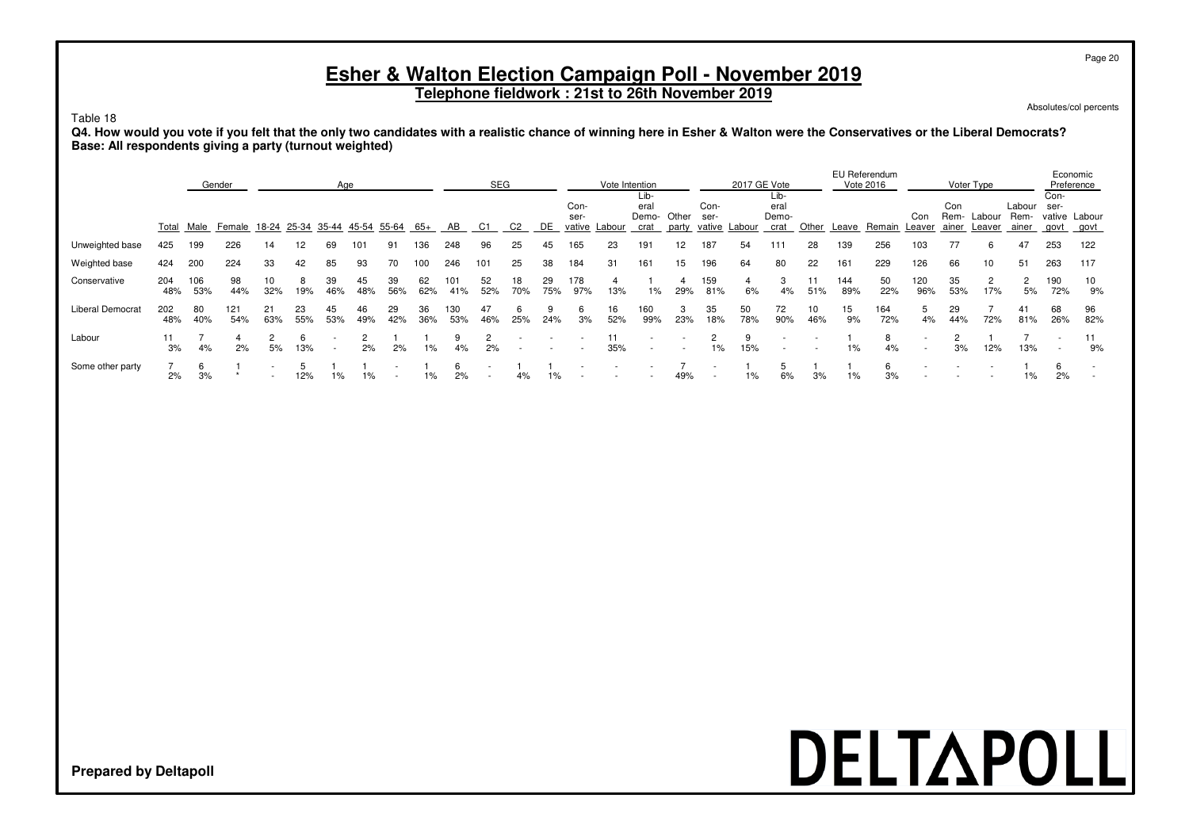# Esher & Walton Election Campaign Poll - November 2019

**Telephone fieldwork : 21st to 26th November 2019**

Absolutes/col percents

Table 18

**Q4. How would you vote if you felt that the only two candidates with a realistic chance of winning here in Esher & Walton were the Conservatives or the Liberal Democrats?**
**Base: All respondents giving a party (turnout weighted)**

| | | Gender | | Age | | | | | | SEG | | | | Vote Intention | | | | 2017 GE Vote | | | | EU Referendum Vote 2016 | | Voter Type | | | | Economic Preference | |
|---|---|---|---|---|---|---|---|---|---|---|---|---|---|---|---|---|---|---|---|---|---|---|---|---|---|---|---|---|---|
| | Total | Male | Female | 18-24 | 25-34 | 35-44 | 45-54 | 55-64 | 65+ | AB | C1 | C2 | DE | Conservative | Labour | Liberal Democrat | Other party | Conservative | Labour | Liberal Democrat | Other | Leave | Remain | Con Leaver | Con Remainer | Labour Leaver | Labour Remainer | Conservative govt | Labour govt |
| Unweighted base | 425 | 199 | 226 | 14 | 12 | 69 | 101 | 91 | 136 | 248 | 96 | 25 | 45 | 165 | 23 | 191 | 12 | 187 | 54 | 111 | 28 | 139 | 256 | 103 | 77 | 6 | 47 | 253 | 122 |
| Weighted base | 424 | 200 | 224 | 33 | 42 | 85 | 93 | 70 | 100 | 246 | 101 | 25 | 38 | 184 | 31 | 161 | 15 | 196 | 64 | 80 | 22 | 161 | 229 | 126 | 66 | 10 | 51 | 263 | 117 |
| Conservative | 204 48% | 106 53% | 98 44% | 10 32% | 8 19% | 39 46% | 45 48% | 39 56% | 62 62% | 101 41% | 52 52% | 18 70% | 29 75% | 178 97% | 4 13% | 1 1% | 4 29% | 159 81% | 4 6% | 3 4% | 11 51% | 144 89% | 50 22% | 120 96% | 35 53% | 2 17% | 2 5% | 190 72% | 10 9% |
| Liberal Democrat | 202 48% | 80 40% | 121 54% | 21 63% | 23 55% | 45 53% | 46 49% | 29 42% | 36 36% | 130 53% | 47 46% | 6 25% | 9 24% | 6 3% | 16 52% | 160 99% | 3 23% | 35 18% | 50 78% | 72 90% | 10 46% | 15 9% | 164 72% | 5 4% | 29 44% | 7 72% | 41 81% | 68 26% | 96 82% |
| Labour | 11 3% | 7 4% | 4 2% | 2 5% | 6 13% | - | 2 2% | 1 2% | 1 1% | 9 4% | 2 2% | - | - | - | 11 35% | - | - | 2 1% | 9 15% | - | - | 1 1% | 8 4% | - | 2 3% | 1 12% | 7 13% | - | 11 9% |
| Some other party | 7 2% | 6 3% | 1 * | - | 5 12% | 1 1% | 1 1% | - | 1 1% | 6 2% | - | 1 4% | 1 1% | - | - | - | 7 49% | - | 1 1% | 5 6% | 1 3% | 1 1% | 6 3% | - | - | - | 1 1% | 6 2% | - |

**Prepared by Deltapoll**

DELTAPOLL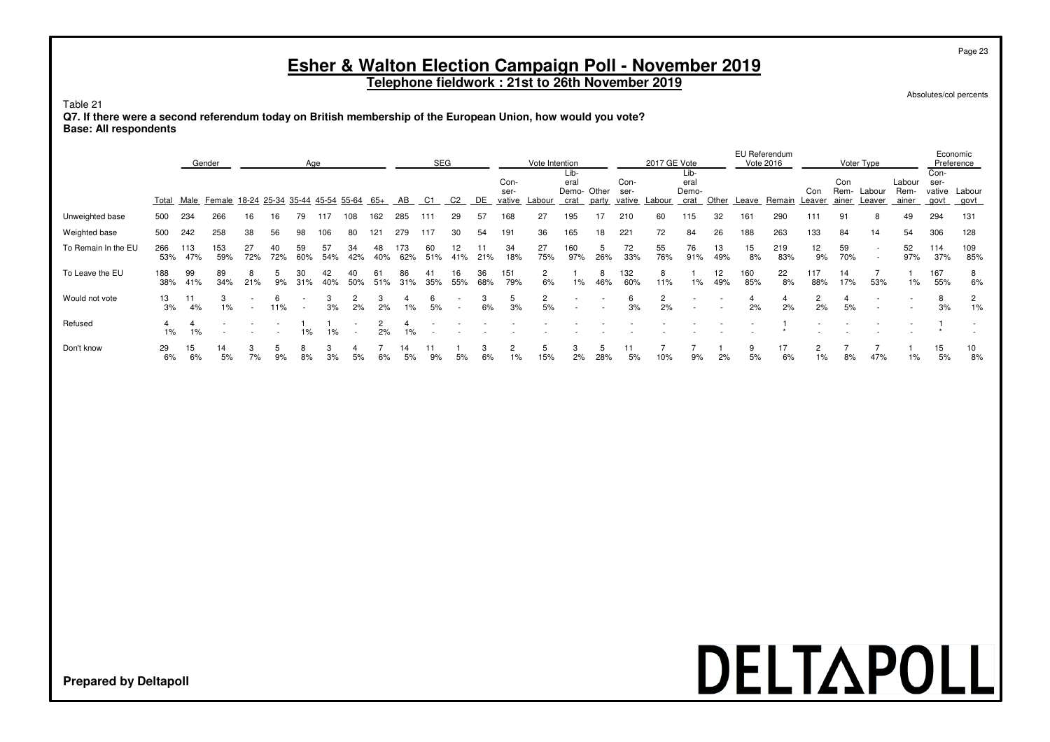# Esher & Walton Election Campaign Poll - November 2019

**Telephone fieldwork : 21st to 26th November 2019**

Absolutes/col percents

Table 21

**Q7. If there were a second referendum today on British membership of the European Union, how would you vote?**
**Base: All respondents**

| | | Gender | | Age | | | | | | SEG | | | | Vote Intention | | | | 2017 GE Vote | | | | EU Referendum Vote 2016 | | Voter Type | | | | Economic Preference | |
|---|---|---|---|---|---|---|---|---|---|---|---|---|---|---|---|---|---|---|---|---|---|---|---|---|---|---|---|---|---|
| | Total | Male | Female | 18-24 | 25-34 | 35-44 | 45-54 | 55-64 | 65+ | AB | C1 | C2 | DE | Conservative | Labour | Liberal Democrat | Other party | Conservative | Labour | Liberal Democrat | Other | Leave | Remain | Con Leaver | Con Remainer | Labour Leaver | Labour Remainer | Conservative govt | Labour govt |
| Unweighted base | 500 | 234 | 266 | 16 | 16 | 79 | 117 | 108 | 162 | 285 | 111 | 29 | 57 | 168 | 27 | 195 | 17 | 210 | 60 | 115 | 32 | 161 | 290 | 111 | 91 | 8 | 49 | 294 | 131 |
| Weighted base | 500 | 242 | 258 | 38 | 56 | 98 | 106 | 80 | 121 | 279 | 117 | 30 | 54 | 191 | 36 | 165 | 18 | 221 | 72 | 84 | 26 | 188 | 263 | 133 | 84 | 14 | 54 | 306 | 128 |
| To Remain In the EU | 266 | 113 | 153 | 27 | 40 | 59 | 57 | 34 | 48 | 173 | 60 | 12 | 11 | 34 | 27 | 160 | 5 | 72 | 55 | 76 | 13 | 15 | 219 | 12 | 59 | - | 52 | 114 | 109 |
| | 53% | 47% | 59% | 72% | 72% | 60% | 54% | 42% | 40% | 62% | 51% | 41% | 21% | 18% | 75% | 97% | 26% | 33% | 76% | 91% | 49% | 8% | 83% | 9% | 70% | - | 97% | 37% | 85% |
| To Leave the EU | 188 | 99 | 89 | 8 | 5 | 30 | 42 | 40 | 61 | 86 | 41 | 16 | 36 | 151 | 2 | 1 | 8 | 132 | 8 | 1 | 12 | 160 | 22 | 117 | 14 | 7 | 1 | 167 | 8 |
| | 38% | 41% | 34% | 21% | 9% | 31% | 40% | 50% | 51% | 31% | 35% | 55% | 68% | 79% | 6% | 1% | 46% | 60% | 11% | 1% | 49% | 85% | 8% | 88% | 17% | 53% | 1% | 55% | 6% |
| Would not vote | 13 | 11 | 3 | - | 6 | - | 3 | 2 | 3 | 4 | 6 | - | 3 | 5 | 2 | - | - | 6 | 2 | - | - | 4 | 4 | 2 | 4 | - | - | 8 | 2 |
| | 3% | 4% | 1% | - | 11% | - | 3% | 2% | 2% | 1% | 5% | - | 6% | 3% | 5% | - | - | 3% | 2% | - | - | 2% | 2% | 2% | 5% | - | - | 3% | 1% |
| Refused | 4 | 4 | - | - | - | 1 | 1 | - | 2 | 4 | - | - | - | - | - | - | - | - | - | - | - | - | 1 | - | - | - | - | 1 | - |
| | 1% | 1% | - | - | - | 1% | 1% | - | 2% | 1% | - | - | - | - | - | - | - | - | - | - | - | - | * | - | - | - | - | * | - |
| Don't know | 29 | 15 | 14 | 3 | 5 | 8 | 3 | 4 | 7 | 14 | 11 | 1 | 3 | 2 | 5 | 3 | 5 | 11 | 7 | 7 | 1 | 9 | 17 | 2 | 7 | 7 | 1 | 15 | 10 |
| | 6% | 6% | 5% | 7% | 9% | 8% | 3% | 5% | 6% | 5% | 9% | 5% | 6% | 1% | 15% | 2% | 28% | 5% | 10% | 9% | 2% | 5% | 6% | 1% | 8% | 47% | 1% | 5% | 8% |

**Prepared by Deltapoll**

DELTAPOLL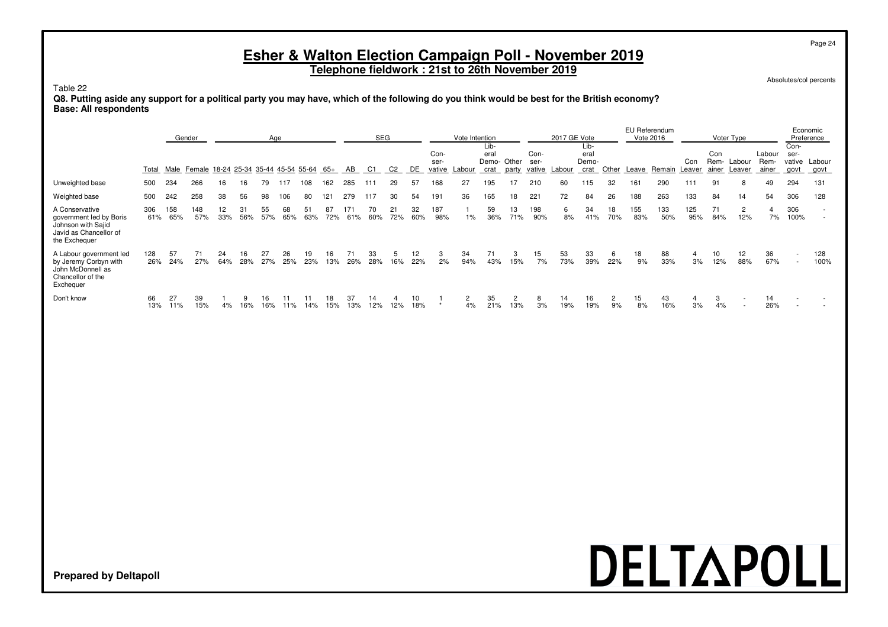# Esher & Walton Election Campaign Poll - November 2019

**Telephone fieldwork : 21st to 26th November 2019**

Absolutes/col percents

Table 22

**Q8. Putting aside any support for a political party you may have, which of the following do you think would be best for the British economy?**
**Base: All respondents**

| | | Gender | | Age | | | | | | SEG | | | | Vote Intention | | | | 2017 GE Vote | | | | EU Referendum Vote 2016 | | Voter Type | | | | Economic Preference | |
|---|---|---|---|---|---|---|---|---|---|---|---|---|---|---|---|---|---|---|---|---|---|---|---|---|---|---|---|---|---|
| | Total | Male | Female | 18-24 | 25-34 | 35-44 | 45-54 | 55-64 | 65+ | AB | C1 | C2 | DE | Conservative | Labour | Liberal Democrat | Other party | Conservative | Labour | Liberal Democrat | Other | Leave | Remain | Con Leaver | Con Remainer | Labour Leaver | Labour Remainer | Conservative govt | Labour govt |
| Unweighted base | 500 | 234 | 266 | 16 | 16 | 79 | 117 | 108 | 162 | 285 | 111 | 29 | 57 | 168 | 27 | 195 | 17 | 210 | 60 | 115 | 32 | 161 | 290 | 111 | 91 | 8 | 49 | 294 | 131 |
| Weighted base | 500 | 242 | 258 | 38 | 56 | 98 | 106 | 80 | 121 | 279 | 117 | 30 | 54 | 191 | 36 | 165 | 18 | 221 | 72 | 84 | 26 | 188 | 263 | 133 | 84 | 14 | 54 | 306 | 128 |
| A Conservative government led by Boris Johnson with Sajid Javid as Chancellor of the Exchequer | 306 | 158 | 148 | 12 | 31 | 55 | 68 | 51 | 87 | 171 | 70 | 21 | 32 | 187 | 1 | 59 | 13 | 198 | 6 | 34 | 18 | 155 | 133 | 125 | 71 | 2 | 4 | 306 | - |
| | 61% | 65% | 57% | 33% | 56% | 57% | 65% | 63% | 72% | 61% | 60% | 72% | 60% | 98% | 1% | 36% | 71% | 90% | 8% | 41% | 70% | 83% | 50% | 95% | 84% | 12% | 7% | 100% | - |
| A Labour government led by Jeremy Corbyn with John McDonnell as Chancellor of the Exchequer | 128 | 57 | 71 | 24 | 16 | 27 | 26 | 19 | 16 | 71 | 33 | 5 | 12 | 3 | 34 | 71 | 3 | 15 | 53 | 33 | 6 | 18 | 88 | 4 | 10 | 12 | 36 | - | 128 |
| | 26% | 24% | 27% | 64% | 28% | 27% | 25% | 23% | 13% | 26% | 28% | 16% | 22% | 2% | 94% | 43% | 15% | 7% | 73% | 39% | 22% | 9% | 33% | 3% | 12% | 88% | 67% | - | 100% |
| Don't know | 66 | 27 | 39 | 1 | 9 | 16 | 11 | 11 | 18 | 37 | 14 | 4 | 10 | 1 | 2 | 35 | 2 | 8 | 14 | 16 | 2 | 15 | 43 | 4 | 3 | - | 14 | - | - |
| | 13% | 11% | 15% | 4% | 16% | 16% | 11% | 14% | 15% | 13% | 12% | 12% | 18% | * | 4% | 21% | 13% | 3% | 19% | 19% | 9% | 8% | 16% | 3% | 4% | - | 26% | - | - |

**Prepared by Deltapoll**

DELTAPOLL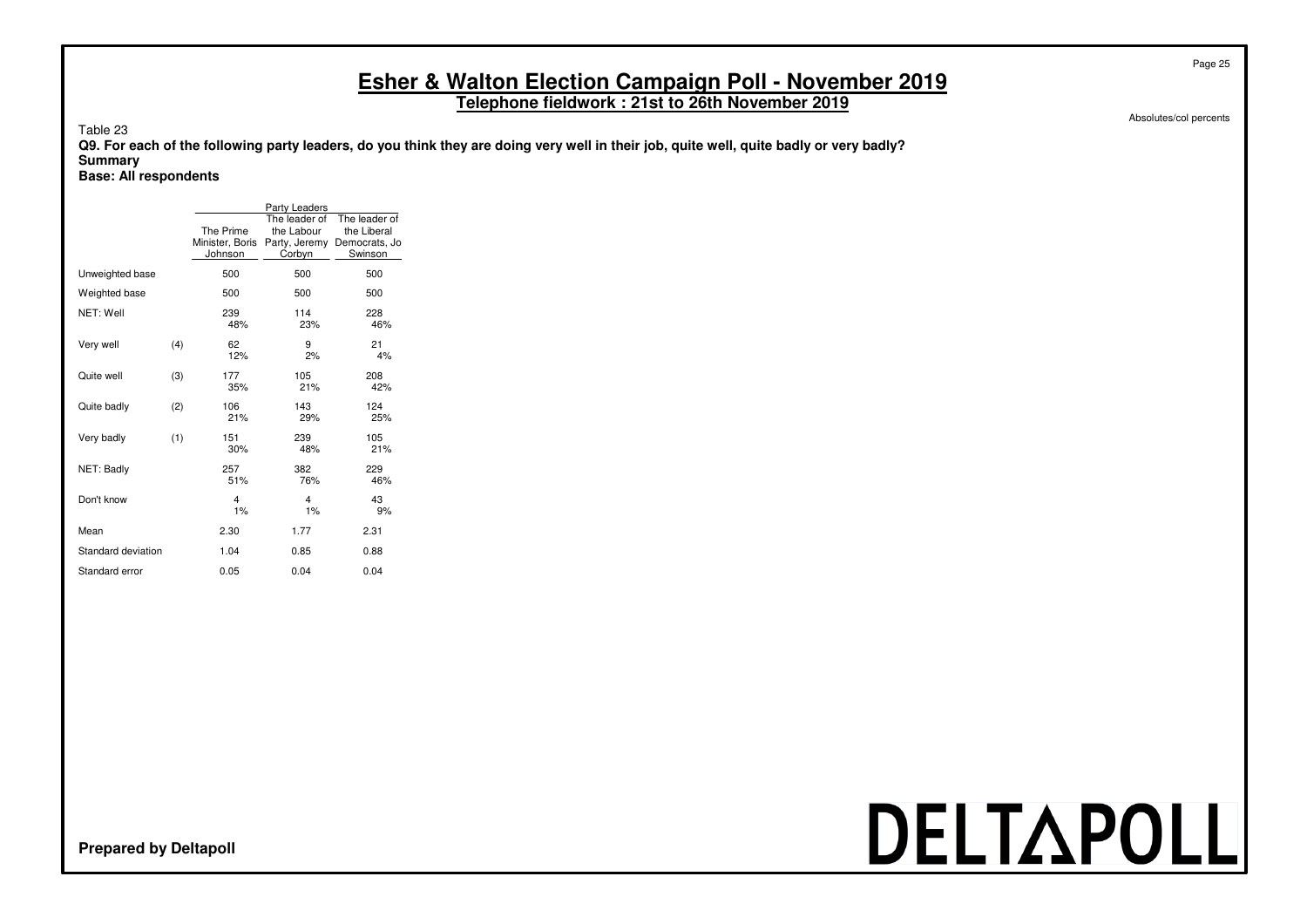# Esher & Walton Election Campaign Poll - November 2019

## Telephone fieldwork : 21st to 26th November 2019

Absolutes/col percents

Table 23

**Q9. For each of the following party leaders, do you think they are doing very well in their job, quite well, quite badly or very badly?**
**Summary**
**Base: All respondents**

| | | Party Leaders | | |
|---|---|---|---|---|
| | | The Prime Minister, Boris Johnson | The leader of the Labour Party, Jeremy Corbyn | The leader of the Liberal Democrats, Jo Swinson |
| Unweighted base | | 500 | 500 | 500 |
| Weighted base | | 500 | 500 | 500 |
| NET: Well | | 239<br>48% | 114<br>23% | 228<br>46% |
| Very well | (4) | 62<br>12% | 9<br>2% | 21<br>4% |
| Quite well | (3) | 177<br>35% | 105<br>21% | 208<br>42% |
| Quite badly | (2) | 106<br>21% | 143<br>29% | 124<br>25% |
| Very badly | (1) | 151<br>30% | 239<br>48% | 105<br>21% |
| NET: Badly | | 257<br>51% | 382<br>76% | 229<br>46% |
| Don't know | | 4<br>1% | 4<br>1% | 43<br>9% |
| Mean | | 2.30 | 1.77 | 2.31 |
| Standard deviation | | 1.04 | 0.85 | 0.88 |
| Standard error | | 0.05 | 0.04 | 0.04 |

**Prepared by Deltapoll**

DELTAPOLL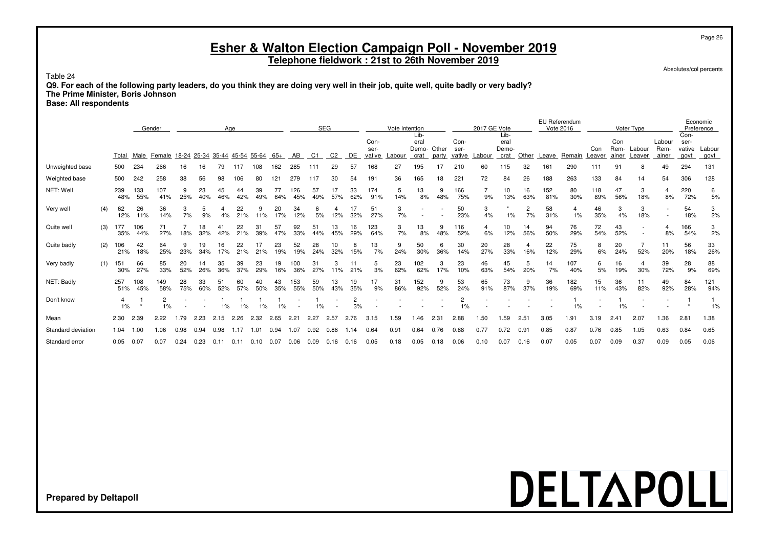# Esher & Walton Election Campaign Poll - November 2019

**Telephone fieldwork : 21st to 26th November 2019**

Absolutes/col percents

Table 24

**Q9. For each of the following party leaders, do you think they are doing very well in their job, quite well, quite badly or very badly?**
**The Prime Minister, Boris Johnson**
**Base: All respondents**

| | | | Gender | | Age | | | | | | SEG | | | | Vote Intention | | | | 2017 GE Vote | | | | EU Referendum Vote 2016 | | Voter Type | | | | Economic Preference | |
|---|---|---|---|---|---|---|---|---|---|---|---|---|---|---|---|---|---|---|---|---|---|---|---|---|---|---|---|---|---|---|
| | | Total | Male | Female | 18-24 | 25-34 | 35-44 | 45-54 | 55-64 | 65+ | AB | C1 | C2 | DE | Conservative | Labour | Liberal Democrat | Other party | Conservative | Labour | Liberal Democrat | Other | Leave | Remain | Con Leaver | Con Remainer | Labour Leaver | Labour Remainer | Conservative govt | Labour govt |
| Unweighted base | | 500 | 234 | 266 | 16 | 16 | 79 | 117 | 108 | 162 | 285 | 111 | 29 | 57 | 168 | 27 | 195 | 17 | 210 | 60 | 115 | 32 | 161 | 290 | 111 | 91 | 8 | 49 | 294 | 131 |
| Weighted base | | 500 | 242 | 258 | 38 | 56 | 98 | 106 | 80 | 121 | 279 | 117 | 30 | 54 | 191 | 36 | 165 | 18 | 221 | 72 | 84 | 26 | 188 | 263 | 133 | 84 | 14 | 54 | 306 | 128 |
| NET: Well | | 239 | 133 | 107 | 9 | 23 | 45 | 44 | 39 | 77 | 126 | 57 | 17 | 33 | 174 | 5 | 13 | 9 | 166 | 7 | 10 | 16 | 152 | 80 | 118 | 47 | 3 | 4 | 220 | 6 |
| | | 48% | 55% | 41% | 25% | 40% | 46% | 42% | 49% | 64% | 45% | 49% | 57% | 62% | 91% | 14% | 8% | 48% | 75% | 9% | 13% | 63% | 81% | 30% | 89% | 56% | 18% | 8% | 72% | 5% |
| Very well | (4) | 62 | 26 | 36 | 3 | 5 | 4 | 22 | 9 | 20 | 34 | 6 | 4 | 17 | 51 | 3 | - | - | 50 | 3 | * | 2 | 58 | 4 | 46 | 3 | 3 | - | 54 | 3 |
| | | 12% | 11% | 14% | 7% | 9% | 4% | 21% | 11% | 17% | 12% | 5% | 12% | 32% | 27% | 7% | - | - | 23% | 4% | 1% | 7% | 31% | 1% | 35% | 4% | 18% | - | 18% | 2% |
| Quite well | (3) | 177 | 106 | 71 | 7 | 18 | 41 | 22 | 31 | 57 | 92 | 51 | 13 | 16 | 123 | 3 | 13 | 9 | 116 | 4 | 10 | 14 | 94 | 76 | 72 | 43 | - | 4 | 166 | 3 |
| | | 35% | 44% | 27% | 18% | 32% | 42% | 21% | 39% | 47% | 33% | 44% | 45% | 29% | 64% | 7% | 8% | 48% | 52% | 6% | 12% | 56% | 50% | 29% | 54% | 52% | - | 8% | 54% | 2% |
| Quite badly | (2) | 106 | 42 | 64 | 9 | 19 | 16 | 22 | 17 | 23 | 52 | 28 | 10 | 8 | 13 | 9 | 50 | 6 | 30 | 20 | 28 | 4 | 22 | 75 | 8 | 20 | 7 | 11 | 56 | 33 |
| | | 21% | 18% | 25% | 23% | 34% | 17% | 21% | 21% | 19% | 19% | 24% | 32% | 15% | 7% | 24% | 30% | 36% | 14% | 27% | 33% | 16% | 12% | 29% | 6% | 24% | 52% | 20% | 18% | 26% |
| Very badly | (1) | 151 | 66 | 85 | 20 | 14 | 35 | 39 | 23 | 19 | 100 | 31 | 3 | 11 | 5 | 23 | 102 | 3 | 23 | 46 | 45 | 5 | 14 | 107 | 6 | 16 | 4 | 39 | 28 | 88 |
| | | 30% | 27% | 33% | 52% | 26% | 36% | 37% | 29% | 16% | 36% | 27% | 11% | 21% | 3% | 62% | 62% | 17% | 10% | 63% | 54% | 20% | 7% | 40% | 5% | 19% | 30% | 72% | 9% | 69% |
| NET: Badly | | 257 | 108 | 149 | 28 | 33 | 51 | 60 | 40 | 43 | 153 | 59 | 13 | 19 | 17 | 31 | 152 | 9 | 53 | 65 | 73 | 9 | 36 | 182 | 15 | 36 | 11 | 49 | 84 | 121 |
| | | 51% | 45% | 58% | 75% | 60% | 52% | 57% | 50% | 35% | 55% | 50% | 43% | 35% | 9% | 86% | 92% | 52% | 24% | 91% | 87% | 37% | 19% | 69% | 11% | 43% | 82% | 92% | 28% | 94% |
| Don't know | | 4 | 1 | 2 | - | - | 1 | 1 | 1 | 1 | - | 1 | - | 2 | - | - | - | - | 2 | - | - | - | - | 1 | - | 1 | - | - | 1 | 1 |
| | | 1% | * | 1% | - | - | 1% | 1% | 1% | 1% | - | 1% | - | 3% | - | - | - | - | 1% | - | - | - | - | 1% | - | 1% | - | - | * | 1% |
| Mean | | 2.30 | 2.39 | 2.22 | 1.79 | 2.23 | 2.15 | 2.26 | 2.32 | 2.65 | 2.21 | 2.27 | 2.57 | 2.76 | 3.15 | 1.59 | 1.46 | 2.31 | 2.88 | 1.50 | 1.59 | 2.51 | 3.05 | 1.91 | 3.19 | 2.41 | 2.07 | 1.36 | 2.81 | 1.38 |
| Standard deviation | | 1.04 | 1.00 | 1.06 | 0.98 | 0.94 | 0.98 | 1.17 | 1.01 | 0.94 | 1.07 | 0.92 | 0.86 | 1.14 | 0.64 | 0.91 | 0.64 | 0.76 | 0.88 | 0.77 | 0.72 | 0.91 | 0.85 | 0.87 | 0.76 | 0.85 | 1.05 | 0.63 | 0.84 | 0.65 |
| Standard error | | 0.05 | 0.07 | 0.07 | 0.24 | 0.23 | 0.11 | 0.11 | 0.10 | 0.07 | 0.06 | 0.09 | 0.16 | 0.16 | 0.05 | 0.18 | 0.05 | 0.18 | 0.06 | 0.10 | 0.07 | 0.16 | 0.07 | 0.05 | 0.07 | 0.09 | 0.37 | 0.09 | 0.05 | 0.06 |

**Prepared by Deltapoll**

DELTAPOLL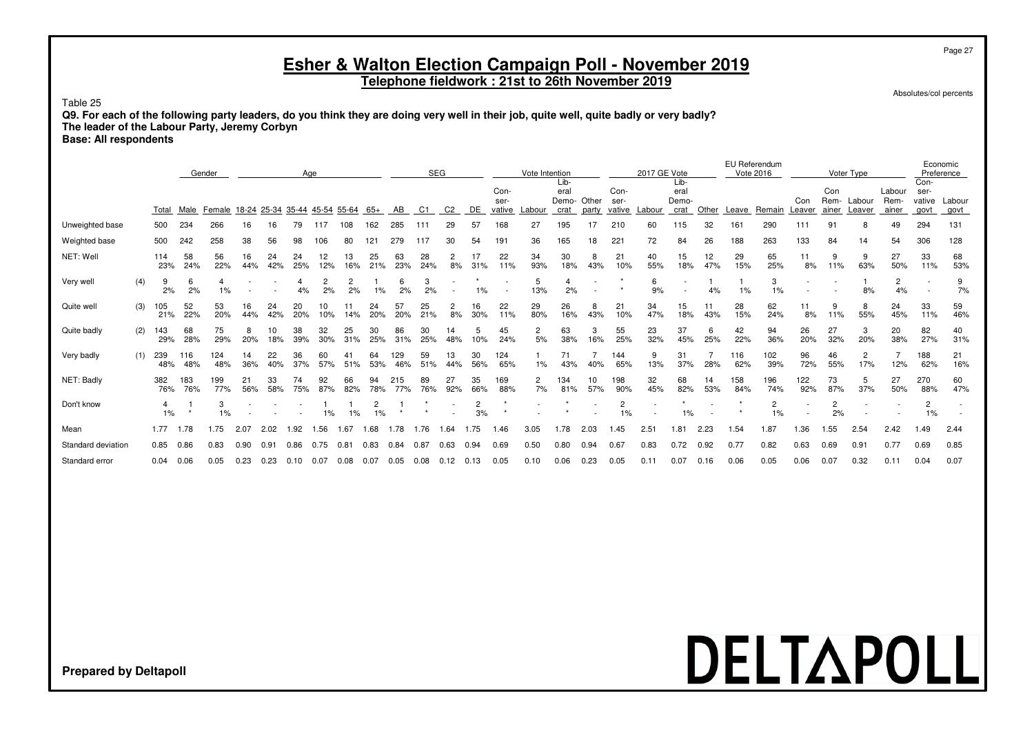# Esher & Walton Election Campaign Poll - November 2019

**Telephone fieldwork : 21st to 26th November 2019**

Absolutes/col percents

Table 25

**Q9. For each of the following party leaders, do you think they are doing very well in their job, quite well, quite badly or very badly?**
**The leader of the Labour Party, Jeremy Corbyn**
**Base: All respondents**

| | | | Gender | | Age | | | | | | SEG | | | | Vote Intention | | | | 2017 GE Vote | | | | EU Referendum Vote 2016 | | Voter Type | | | | Economic Preference | |
|---|---|---|---|---|---|---|---|---|---|---|---|---|---|---|---|---|---|---|---|---|---|---|---|---|---|---|---|---|---|---|
| | | Total | Male | Female | 18-24 | 25-34 | 35-44 | 45-54 | 55-64 | 65+ | AB | C1 | C2 | DE | Conservative | Labour | Liberal Democrat | Other party | Conservative | Labour | Liberal Democrat | Other | Leave | Remain | Con Leaver | Con Remainer | Labour Leaver | Labour Remainer | Conservative govt | Labour govt |
| Unweighted base | | 500 | 234 | 266 | 16 | 16 | 79 | 117 | 108 | 162 | 285 | 111 | 29 | 57 | 168 | 27 | 195 | 17 | 210 | 60 | 115 | 32 | 161 | 290 | 111 | 91 | 8 | 49 | 294 | 131 |
| Weighted base | | 500 | 242 | 258 | 38 | 56 | 98 | 106 | 80 | 121 | 279 | 117 | 30 | 54 | 191 | 36 | 165 | 18 | 221 | 72 | 84 | 26 | 188 | 263 | 133 | 84 | 14 | 54 | 306 | 128 |
| NET: Well | | 114 | 58 | 56 | 16 | 24 | 24 | 12 | 13 | 25 | 63 | 28 | 2 | 17 | 22 | 34 | 30 | 8 | 21 | 40 | 15 | 12 | 29 | 65 | 11 | 9 | 9 | 27 | 33 | 68 |
| | | 23% | 24% | 22% | 44% | 42% | 25% | 12% | 16% | 21% | 23% | 24% | 8% | 31% | 11% | 93% | 18% | 43% | 10% | 55% | 18% | 47% | 15% | 25% | 8% | 11% | 63% | 50% | 11% | 53% |
| Very well | (4) | 9 | 6 | 4 | - | - | 4 | 2 | 2 | 1 | 6 | 3 | - | * | - | 5 | 4 | - | * | 6 | - | 1 | 1 | 3 | - | - | 1 | 2 | - | 9 |
| | | 2% | 2% | 1% | - | - | 4% | 2% | 2% | 1% | 2% | 2% | - | 1% | - | 13% | 2% | - | * | 9% | - | 4% | 1% | 1% | - | - | 8% | 4% | - | 7% |
| Quite well | (3) | 105 | 52 | 53 | 16 | 24 | 20 | 10 | 11 | 24 | 57 | 25 | 2 | 16 | 22 | 29 | 26 | 8 | 21 | 34 | 15 | 11 | 28 | 62 | 11 | 9 | 8 | 24 | 33 | 59 |
| | | 21% | 22% | 20% | 44% | 42% | 20% | 10% | 14% | 20% | 20% | 21% | 8% | 30% | 11% | 80% | 16% | 43% | 10% | 47% | 18% | 43% | 15% | 24% | 8% | 11% | 55% | 45% | 11% | 46% |
| Quite badly | (2) | 143 | 68 | 75 | 8 | 10 | 38 | 32 | 25 | 30 | 86 | 30 | 14 | 5 | 45 | 2 | 63 | 3 | 55 | 23 | 37 | 6 | 42 | 94 | 26 | 27 | 3 | 20 | 82 | 40 |
| | | 29% | 28% | 29% | 20% | 18% | 39% | 30% | 31% | 25% | 31% | 25% | 48% | 10% | 24% | 5% | 38% | 16% | 25% | 32% | 45% | 25% | 22% | 36% | 20% | 32% | 20% | 38% | 27% | 31% |
| Very badly | (1) | 239 | 116 | 124 | 14 | 22 | 36 | 60 | 41 | 64 | 129 | 59 | 13 | 30 | 124 | 1 | 71 | 7 | 144 | 9 | 31 | 7 | 116 | 102 | 96 | 46 | 2 | 7 | 188 | 21 |
| | | 48% | 48% | 48% | 36% | 40% | 37% | 57% | 51% | 53% | 46% | 51% | 44% | 56% | 65% | 1% | 43% | 40% | 65% | 13% | 37% | 28% | 62% | 39% | 72% | 55% | 17% | 12% | 62% | 16% |
| NET: Badly | | 382 | 183 | 199 | 21 | 33 | 74 | 92 | 66 | 94 | 215 | 89 | 27 | 35 | 169 | 2 | 134 | 10 | 198 | 32 | 68 | 14 | 158 | 196 | 122 | 73 | 5 | 27 | 270 | 60 |
| | | 76% | 76% | 77% | 56% | 58% | 75% | 87% | 82% | 78% | 77% | 76% | 92% | 66% | 88% | 7% | 81% | 57% | 90% | 45% | 82% | 53% | 84% | 74% | 92% | 87% | 37% | 50% | 88% | 47% |
| Don't know | | 4 | 1 | 3 | - | - | - | 1 | 1 | 2 | 1 | * | - | 2 | * | - | * | - | 2 | - | * | - | * | 2 | - | 2 | - | - | 2 | - |
| | | 1% | * | 1% | - | - | - | 1% | 1% | 1% | * | * | - | 3% | * | - | * | - | 1% | - | 1% | - | * | 1% | - | 2% | - | - | 1% | - |
| Mean | | 1.77 | 1.78 | 1.75 | 2.07 | 2.02 | 1.92 | 1.56 | 1.67 | 1.68 | 1.78 | 1.76 | 1.64 | 1.75 | 1.46 | 3.05 | 1.78 | 2.03 | 1.45 | 2.51 | 1.81 | 2.23 | 1.54 | 1.87 | 1.36 | 1.55 | 2.54 | 2.42 | 1.49 | 2.44 |
| Standard deviation | | 0.85 | 0.86 | 0.83 | 0.90 | 0.91 | 0.86 | 0.75 | 0.81 | 0.83 | 0.84 | 0.87 | 0.63 | 0.94 | 0.69 | 0.50 | 0.80 | 0.94 | 0.67 | 0.83 | 0.72 | 0.92 | 0.77 | 0.82 | 0.63 | 0.69 | 0.91 | 0.77 | 0.69 | 0.85 |
| Standard error | | 0.04 | 0.06 | 0.05 | 0.23 | 0.23 | 0.10 | 0.07 | 0.08 | 0.07 | 0.05 | 0.08 | 0.12 | 0.13 | 0.05 | 0.10 | 0.06 | 0.23 | 0.05 | 0.11 | 0.07 | 0.16 | 0.06 | 0.05 | 0.06 | 0.07 | 0.32 | 0.11 | 0.04 | 0.07 |

**Prepared by Deltapoll**

DELTAPOLL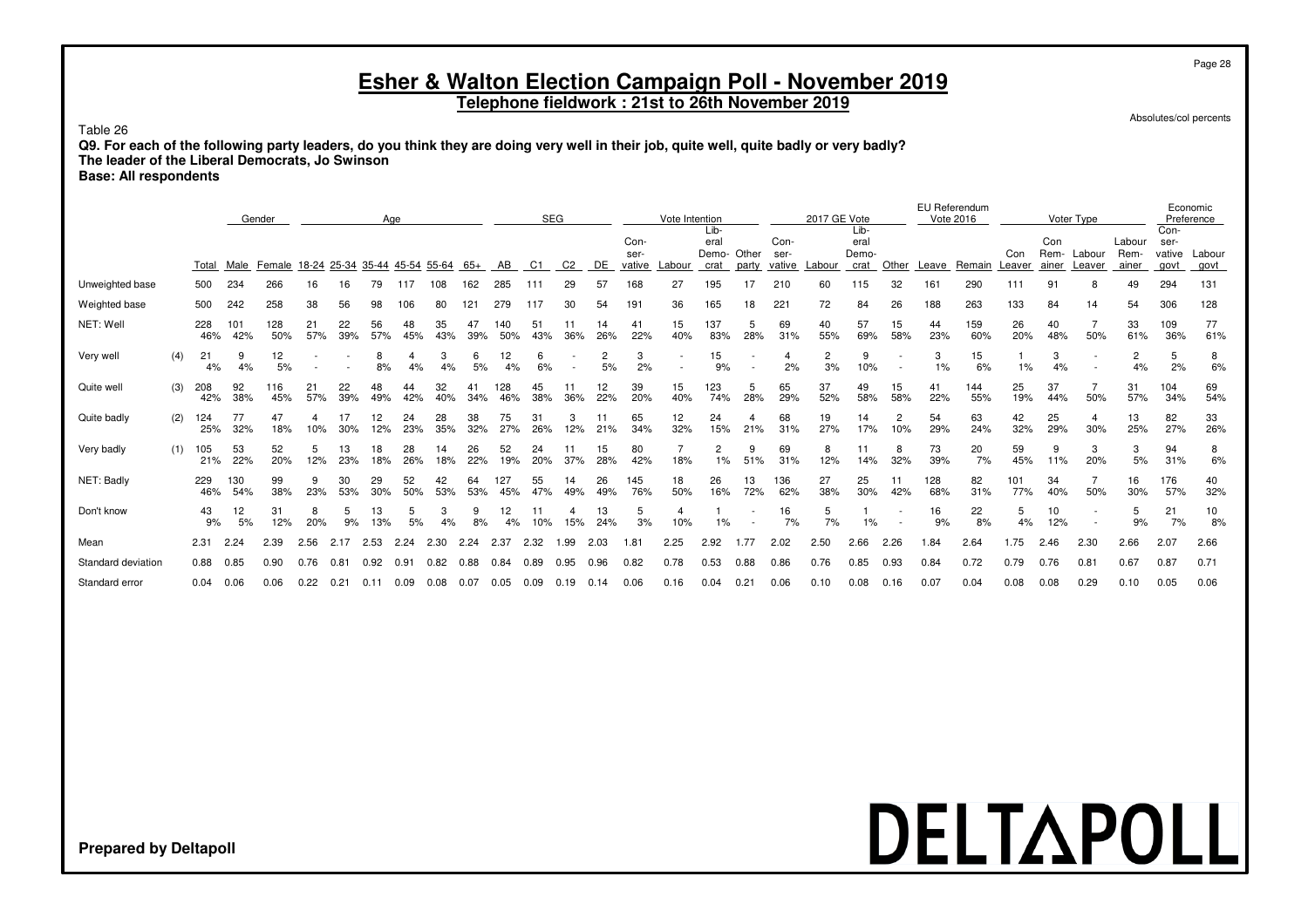# Esher & Walton Election Campaign Poll - November 2019

**Telephone fieldwork : 21st to 26th November 2019**

Absolutes/col percents

Table 26

**Q9. For each of the following party leaders, do you think they are doing very well in their job, quite well, quite badly or very badly?**
**The leader of the Liberal Democrats, Jo Swinson**
**Base: All respondents**

| | | | Gender | | Age | | | | | | SEG | | | | Vote Intention | | | | 2017 GE Vote | | | | EU Referendum Vote 2016 | | Voter Type | | | | Economic Preference | |
|---|---|---|---|---|---|---|---|---|---|---|---|---|---|---|---|---|---|---|---|---|---|---|---|---|---|---|---|---|---|---|
| | | Total | Male | Female | 18-24 | 25-34 | 35-44 | 45-54 | 55-64 | 65+ | AB | C1 | C2 | DE | Con-ser-vative | Labour | Lib-eral Demo-crat | Other party | Con-ser-vative | Labour | Lib-eral Demo-crat | Other | Leave | Remain | Con Leaver | Con Rem-ainer | Labour Leaver | Labour Rem-ainer | Con-ser-vative govt | Labour govt |
| Unweighted base | | 500 | 234 | 266 | 16 | 16 | 79 | 117 | 108 | 162 | 285 | 111 | 29 | 57 | 168 | 27 | 195 | 17 | 210 | 60 | 115 | 32 | 161 | 290 | 111 | 91 | 8 | 49 | 294 | 131 |
| Weighted base | | 500 | 242 | 258 | 38 | 56 | 98 | 106 | 80 | 121 | 279 | 117 | 30 | 54 | 191 | 36 | 165 | 18 | 221 | 72 | 84 | 26 | 188 | 263 | 133 | 84 | 14 | 54 | 306 | 128 |
| NET: Well | | 228<br>46% | 101<br>42% | 128<br>50% | 21<br>57% | 22<br>39% | 56<br>57% | 48<br>45% | 35<br>43% | 47<br>39% | 140<br>50% | 51<br>43% | 11<br>36% | 14<br>26% | 41<br>22% | 15<br>40% | 137<br>83% | 5<br>28% | 69<br>31% | 40<br>55% | 57<br>69% | 15<br>58% | 44<br>23% | 159<br>60% | 26<br>20% | 40<br>48% | 7<br>50% | 33<br>61% | 109<br>36% | 77<br>61% |
| Very well | (4) | 21<br>4% | 9<br>4% | 12<br>5% | -<br>- | -<br>- | 8<br>8% | 4<br>4% | 3<br>4% | 6<br>5% | 12<br>4% | 6<br>6% | -<br>- | 2<br>5% | 3<br>2% | -<br>- | 15<br>9% | -<br>- | 4<br>2% | 2<br>3% | 9<br>10% | -<br>- | 3<br>1% | 15<br>6% | 1<br>1% | 3<br>4% | -<br>- | 2<br>4% | 5<br>2% | 8<br>6% |
| Quite well | (3) | 208<br>42% | 92<br>38% | 116<br>45% | 21<br>57% | 22<br>39% | 48<br>49% | 44<br>42% | 32<br>40% | 41<br>34% | 128<br>46% | 45<br>38% | 11<br>36% | 12<br>22% | 39<br>20% | 15<br>40% | 123<br>74% | 5<br>28% | 65<br>29% | 37<br>52% | 49<br>58% | 15<br>58% | 41<br>22% | 144<br>55% | 25<br>19% | 37<br>44% | 7<br>50% | 31<br>57% | 104<br>34% | 69<br>54% |
| Quite badly | (2) | 124<br>25% | 77<br>32% | 47<br>18% | 4<br>10% | 17<br>30% | 12<br>12% | 24<br>23% | 28<br>35% | 38<br>32% | 75<br>27% | 31<br>26% | 3<br>12% | 11<br>21% | 65<br>34% | 12<br>32% | 24<br>15% | 4<br>21% | 68<br>31% | 19<br>27% | 14<br>17% | 2<br>10% | 54<br>29% | 63<br>24% | 42<br>32% | 25<br>29% | 4<br>30% | 13<br>25% | 82<br>27% | 33<br>26% |
| Very badly | (1) | 105<br>21% | 53<br>22% | 52<br>20% | 5<br>12% | 13<br>23% | 18<br>18% | 28<br>26% | 14<br>18% | 26<br>22% | 52<br>19% | 24<br>20% | 11<br>37% | 15<br>28% | 80<br>42% | 7<br>18% | 2<br>1% | 9<br>51% | 69<br>31% | 8<br>12% | 11<br>14% | 8<br>32% | 73<br>39% | 20<br>7% | 59<br>45% | 9<br>11% | 3<br>20% | 3<br>5% | 94<br>31% | 8<br>6% |
| NET: Badly | | 229<br>46% | 130<br>54% | 99<br>38% | 9<br>23% | 30<br>53% | 29<br>30% | 52<br>50% | 42<br>53% | 64<br>53% | 127<br>45% | 55<br>47% | 14<br>49% | 26<br>49% | 145<br>76% | 18<br>50% | 26<br>16% | 13<br>72% | 136<br>62% | 27<br>38% | 25<br>30% | 11<br>42% | 128<br>68% | 82<br>31% | 101<br>77% | 34<br>40% | 7<br>50% | 16<br>30% | 176<br>57% | 40<br>32% |
| Don't know | | 43<br>9% | 12<br>5% | 31<br>12% | 8<br>20% | 5<br>9% | 13<br>13% | 5<br>5% | 3<br>4% | 9<br>8% | 12<br>4% | 11<br>10% | 4<br>15% | 13<br>24% | 5<br>3% | 4<br>10% | 1<br>1% | -<br>- | 16<br>7% | 5<br>7% | 1<br>1% | -<br>- | 16<br>9% | 22<br>8% | 5<br>4% | 10<br>12% | -<br>- | 5<br>9% | 21<br>7% | 10<br>8% |
| Mean | | 2.31 | 2.24 | 2.39 | 2.56 | 2.17 | 2.53 | 2.24 | 2.30 | 2.24 | 2.37 | 2.32 | 1.99 | 2.03 | 1.81 | 2.25 | 2.92 | 1.77 | 2.02 | 2.50 | 2.66 | 2.26 | 1.84 | 2.64 | 1.75 | 2.46 | 2.30 | 2.66 | 2.07 | 2.66 |
| Standard deviation | | 0.88 | 0.85 | 0.90 | 0.76 | 0.81 | 0.92 | 0.91 | 0.82 | 0.88 | 0.84 | 0.89 | 0.95 | 0.96 | 0.82 | 0.78 | 0.53 | 0.88 | 0.86 | 0.76 | 0.85 | 0.93 | 0.84 | 0.72 | 0.79 | 0.76 | 0.81 | 0.67 | 0.87 | 0.71 |
| Standard error | | 0.04 | 0.06 | 0.06 | 0.22 | 0.21 | 0.11 | 0.09 | 0.08 | 0.07 | 0.05 | 0.09 | 0.19 | 0.14 | 0.06 | 0.16 | 0.04 | 0.21 | 0.06 | 0.10 | 0.08 | 0.16 | 0.07 | 0.04 | 0.08 | 0.08 | 0.29 | 0.10 | 0.05 | 0.06 |

**Prepared by Deltapoll**

DELTAPOLL